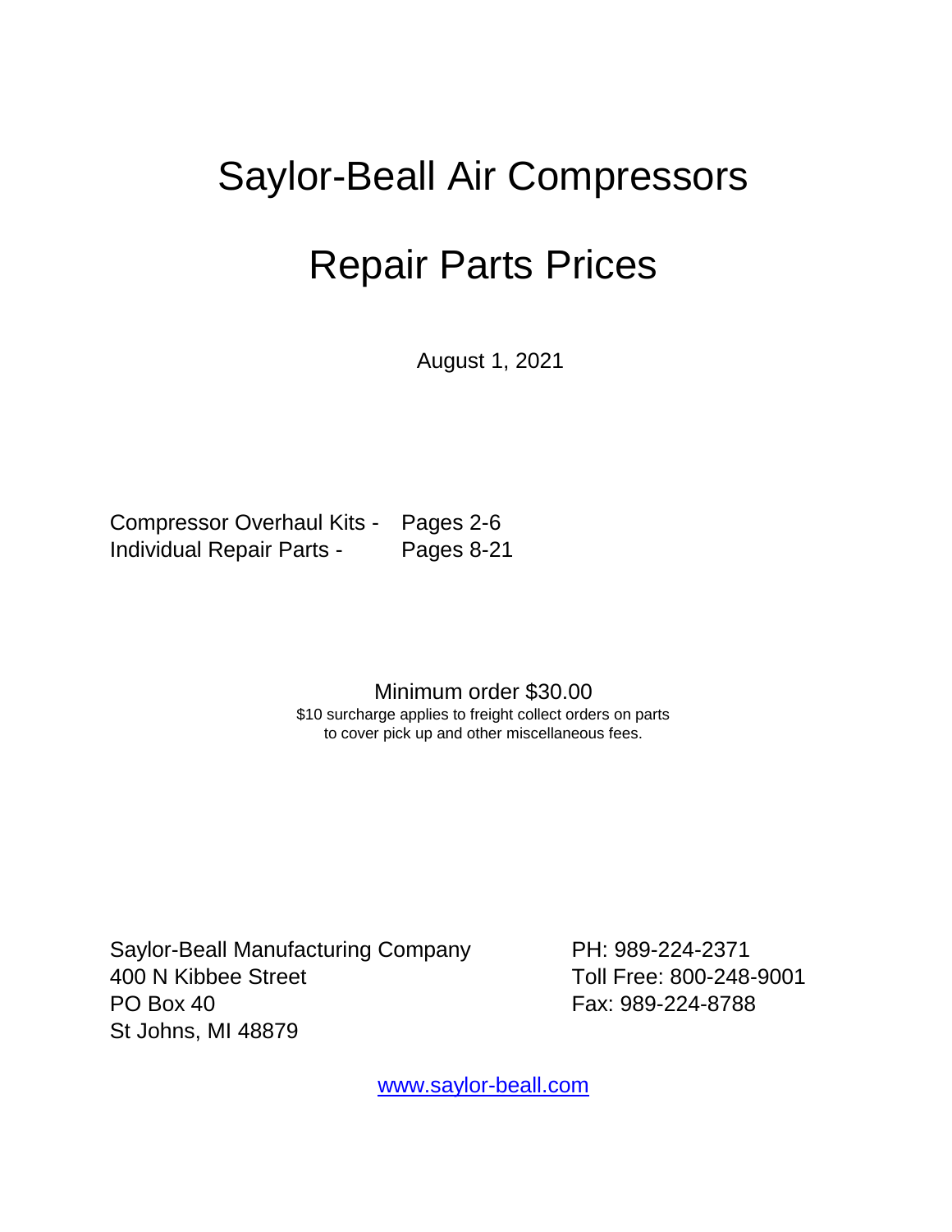# Saylor-Beall Air Compressors

# Repair Parts Prices

August 1, 2021

Compressor Overhaul Kits - Pages 2-6
Individual Repair Parts - Pages 8-21

Minimum order $30.00
$10 surcharge applies to freight collect orders on parts
to cover pick up and other miscellaneous fees.

Saylor-Beall Manufacturing Company
400 N Kibbee Street
PO Box 40
St Johns, MI 48879

PH: 989-224-2371
Toll Free: 800-248-9001
Fax: 989-224-8788

[www.saylor-beall.com](http://www.saylor-beall.com)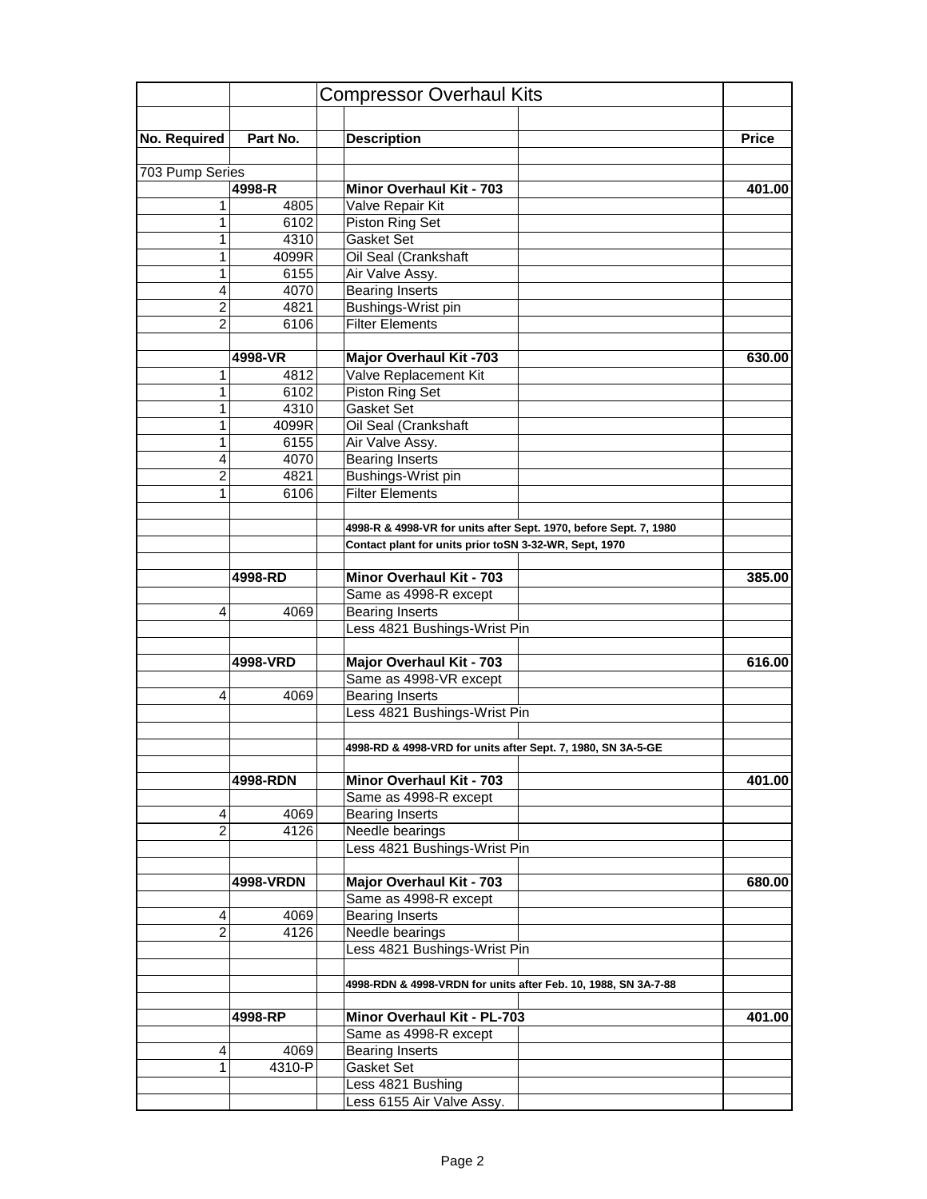| | | Compressor Overhaul Kits | |
|---|---|---|---|
| **No. Required** | **Part No.** | **Description** | **Price** |
| 703 Pump Series | | | |
| | **4998-R** | **Minor Overhaul Kit - 703** | **401.00** |
| 1 | 4805 | Valve Repair Kit | |
| 1 | 6102 | Piston Ring Set | |
| 1 | 4310 | Gasket Set | |
| 1 | 4099R | Oil Seal (Crankshaft | |
| 1 | 6155 | Air Valve Assy. | |
| 4 | 4070 | Bearing Inserts | |
| 2 | 4821 | Bushings-Wrist pin | |
| 2 | 6106 | Filter Elements | |
| | | | |
| | **4998-VR** | **Major Overhaul Kit -703** | **630.00** |
| 1 | 4812 | Valve Replacement Kit | |
| 1 | 6102 | Piston Ring Set | |
| 1 | 4310 | Gasket Set | |
| 1 | 4099R | Oil Seal (Crankshaft | |
| 1 | 6155 | Air Valve Assy. | |
| 4 | 4070 | Bearing Inserts | |
| 2 | 4821 | Bushings-Wrist pin | |
| 1 | 6106 | Filter Elements | |
| | | | |
| | | **4998-R & 4998-VR for units after Sept. 1970, before Sept. 7, 1980** | |
| | | **Contact plant for units prior toSN 3-32-WR, Sept, 1970** | |
| | | | |
| | **4998-RD** | **Minor Overhaul Kit - 703** | **385.00** |
| | | Same as 4998-R except | |
| 4 | 4069 | Bearing Inserts | |
| | | Less 4821 Bushings-Wrist Pin | |
| | | | |
| | **4998-VRD** | **Major Overhaul Kit - 703** | **616.00** |
| | | Same as 4998-VR except | |
| 4 | 4069 | Bearing Inserts | |
| | | Less 4821 Bushings-Wrist Pin | |
| | | | |
| | | **4998-RD & 4998-VRD for units after Sept. 7, 1980, SN 3A-5-GE** | |
| | | | |
| | **4998-RDN** | **Minor Overhaul Kit - 703** | **401.00** |
| | | Same as 4998-R except | |
| 4 | 4069 | Bearing Inserts | |
| 2 | 4126 | Needle bearings | |
| | | Less 4821 Bushings-Wrist Pin | |
| | | | |
| | **4998-VRDN** | **Major Overhaul Kit - 703** | **680.00** |
| | | Same as 4998-R except | |
| 4 | 4069 | Bearing Inserts | |
| 2 | 4126 | Needle bearings | |
| | | Less 4821 Bushings-Wrist Pin | |
| | | | |
| | | **4998-RDN & 4998-VRDN for units after Feb. 10, 1988, SN 3A-7-88** | |
| | | | |
| | **4998-RP** | **Minor Overhaul Kit - PL-703** | **401.00** |
| | | Same as 4998-R except | |
| 4 | 4069 | Bearing Inserts | |
| 1 | 4310-P | Gasket Set | |
| | | Less 4821 Bushing | |
| | | Less 6155 Air Valve Assy. | |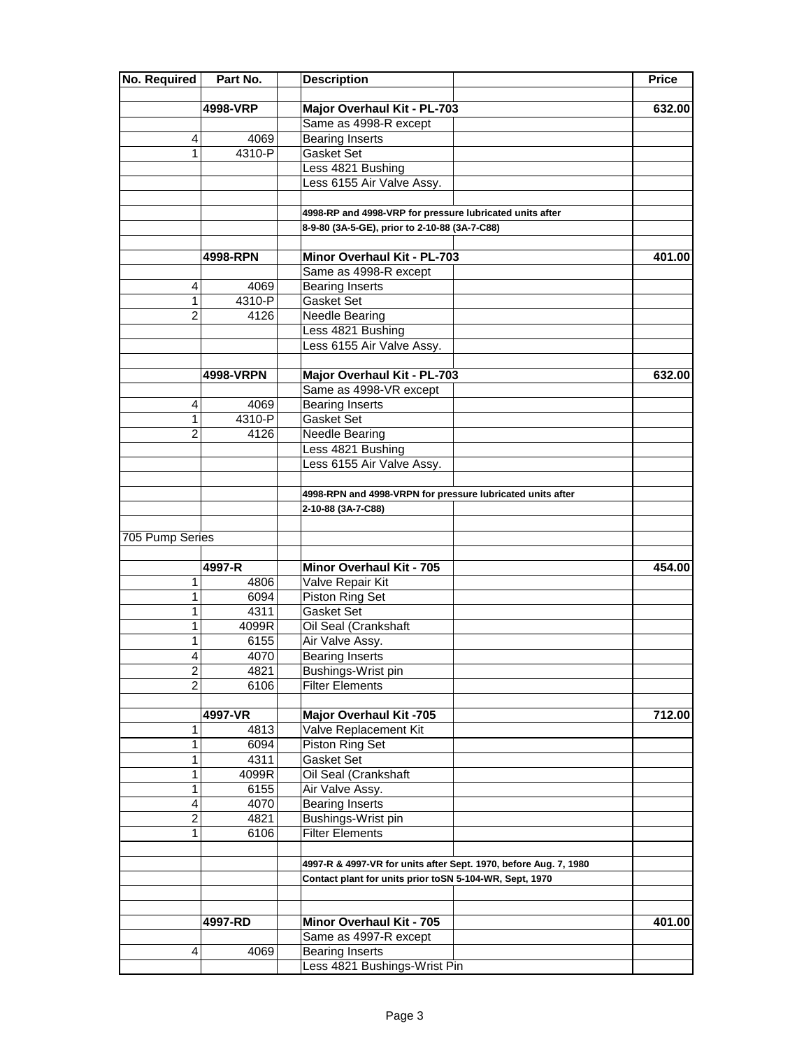| No. Required | Part No. | | Description | | Price |
|---|---|---|---|---|---|
| | | | | | |
| | **4998-VRP** | | **Major Overhaul Kit - PL-703** | | **632.00** |
| | | | Same as 4998-R except | | |
| 4 | 4069 | | Bearing Inserts | | |
| 1 | 4310-P | | Gasket Set | | |
| | | | Less 4821 Bushing | | |
| | | | Less 6155 Air Valve Assy. | | |
| | | | | | |
| | | | **4998-RP and 4998-VRP for pressure lubricated units after** | | |
| | | | **8-9-80 (3A-5-GE), prior to 2-10-88 (3A-7-C88)** | | |
| | | | | | |
| | **4998-RPN** | | **Minor Overhaul Kit - PL-703** | | **401.00** |
| | | | Same as 4998-R except | | |
| 4 | 4069 | | Bearing Inserts | | |
| 1 | 4310-P | | Gasket Set | | |
| 2 | 4126 | | Needle Bearing | | |
| | | | Less 4821 Bushing | | |
| | | | Less 6155 Air Valve Assy. | | |
| | | | | | |
| | **4998-VRPN** | | **Major Overhaul Kit - PL-703** | | **632.00** |
| | | | Same as 4998-VR except | | |
| 4 | 4069 | | Bearing Inserts | | |
| 1 | 4310-P | | Gasket Set | | |
| 2 | 4126 | | Needle Bearing | | |
| | | | Less 4821 Bushing | | |
| | | | Less 6155 Air Valve Assy. | | |
| | | | | | |
| | | | **4998-RPN and 4998-VRPN for pressure lubricated units after** | | |
| | | | **2-10-88 (3A-7-C88)** | | |
| | | | | | |
| 705 Pump Series | | | | | |
| | | | | | |
| | **4997-R** | | **Minor Overhaul Kit - 705** | | **454.00** |
| 1 | 4806 | | Valve Repair Kit | | |
| 1 | 6094 | | Piston Ring Set | | |
| 1 | 4311 | | Gasket Set | | |
| 1 | 4099R | | Oil Seal (Crankshaft | | |
| 1 | 6155 | | Air Valve Assy. | | |
| 4 | 4070 | | Bearing Inserts | | |
| 2 | 4821 | | Bushings-Wrist pin | | |
| 2 | 6106 | | Filter Elements | | |
| | | | | | |
| | **4997-VR** | | **Major Overhaul Kit -705** | | **712.00** |
| 1 | 4813 | | Valve Replacement Kit | | |
| 1 | 6094 | | Piston Ring Set | | |
| 1 | 4311 | | Gasket Set | | |
| 1 | 4099R | | Oil Seal (Crankshaft | | |
| 1 | 6155 | | Air Valve Assy. | | |
| 4 | 4070 | | Bearing Inserts | | |
| 2 | 4821 | | Bushings-Wrist pin | | |
| 1 | 6106 | | Filter Elements | | |
| | | | | | |
| | | | **4997-R & 4997-VR for units after Sept. 1970, before Aug. 7, 1980** | | |
| | | | **Contact plant for units prior toSN 5-104-WR, Sept, 1970** | | |
| | | | | | |
| | | | | | |
| | **4997-RD** | | **Minor Overhaul Kit - 705** | | **401.00** |
| | | | Same as 4997-R except | | |
| 4 | 4069 | | Bearing Inserts | | |
| | | | Less 4821 Bushings-Wrist Pin | | |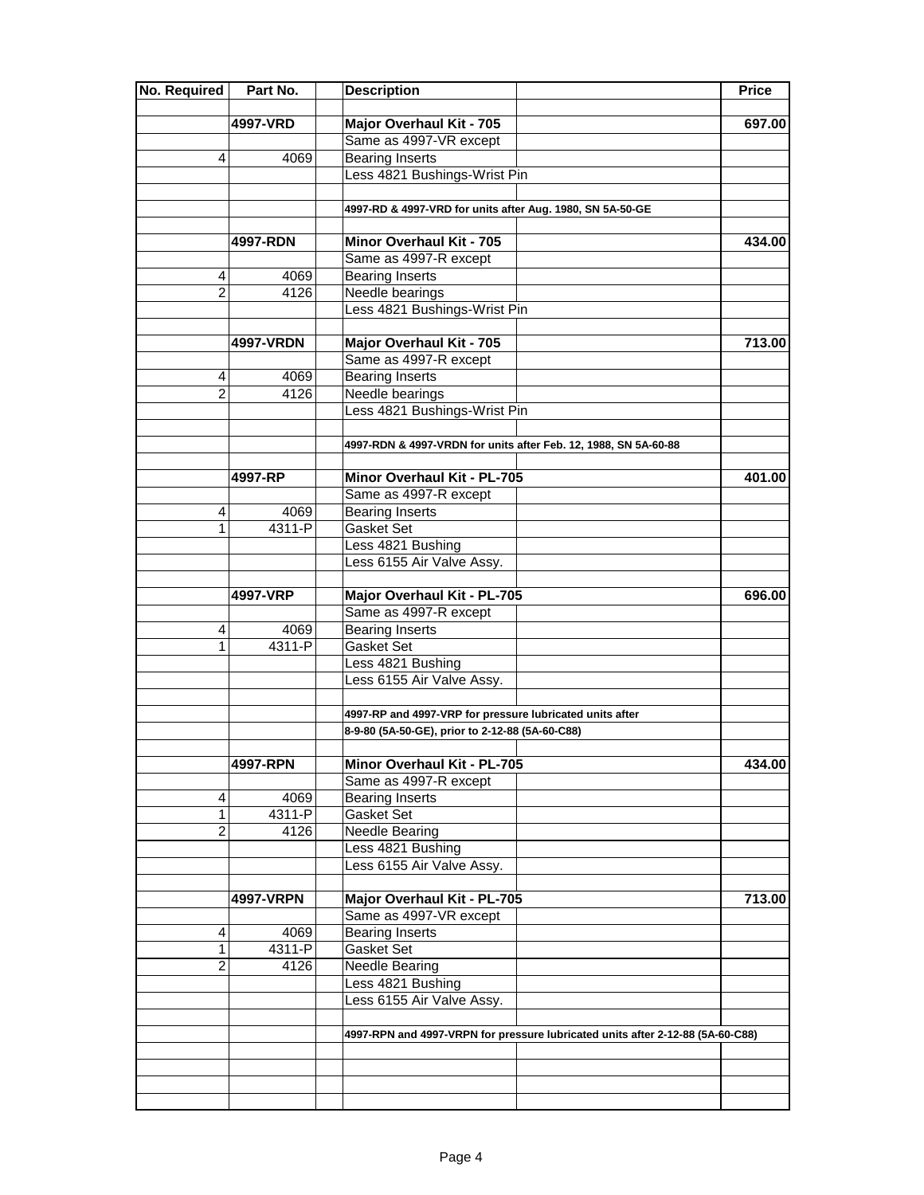| No. Required | Part No. | | Description | | Price |
|---|---|---|---|---|---|
| | | | | | |
| | **4997-VRD** | | **Major Overhaul Kit - 705** | | **697.00** |
| | | | Same as 4997-VR except | | |
| 4 | 4069 | | Bearing Inserts | | |
| | | | Less 4821 Bushings-Wrist Pin | | |
| | | | | | |
| | | | **4997-RD & 4997-VRD for units after Aug. 1980, SN 5A-50-GE** | | |
| | | | | | |
| | **4997-RDN** | | **Minor Overhaul Kit - 705** | | **434.00** |
| | | | Same as 4997-R except | | |
| 4 | 4069 | | Bearing Inserts | | |
| 2 | 4126 | | Needle bearings | | |
| | | | Less 4821 Bushings-Wrist Pin | | |
| | | | | | |
| | **4997-VRDN** | | **Major Overhaul Kit - 705** | | **713.00** |
| | | | Same as 4997-R except | | |
| 4 | 4069 | | Bearing Inserts | | |
| 2 | 4126 | | Needle bearings | | |
| | | | Less 4821 Bushings-Wrist Pin | | |
| | | | | | |
| | | | **4997-RDN & 4997-VRDN for units after Feb. 12, 1988, SN 5A-60-88** | | |
| | | | | | |
| | **4997-RP** | | **Minor Overhaul Kit - PL-705** | | **401.00** |
| | | | Same as 4997-R except | | |
| 4 | 4069 | | Bearing Inserts | | |
| 1 | 4311-P | | Gasket Set | | |
| | | | Less 4821 Bushing | | |
| | | | Less 6155 Air Valve Assy. | | |
| | | | | | |
| | **4997-VRP** | | **Major Overhaul Kit - PL-705** | | **696.00** |
| | | | Same as 4997-R except | | |
| 4 | 4069 | | Bearing Inserts | | |
| 1 | 4311-P | | Gasket Set | | |
| | | | Less 4821 Bushing | | |
| | | | Less 6155 Air Valve Assy. | | |
| | | | | | |
| | | | **4997-RP and 4997-VRP for pressure lubricated units after** | | |
| | | | **8-9-80 (5A-50-GE), prior to 2-12-88 (5A-60-C88)** | | |
| | | | | | |
| | **4997-RPN** | | **Minor Overhaul Kit - PL-705** | | **434.00** |
| | | | Same as 4997-R except | | |
| 4 | 4069 | | Bearing Inserts | | |
| 1 | 4311-P | | Gasket Set | | |
| 2 | 4126 | | Needle Bearing | | |
| | | | Less 4821 Bushing | | |
| | | | Less 6155 Air Valve Assy. | | |
| | | | | | |
| | **4997-VRPN** | | **Major Overhaul Kit - PL-705** | | **713.00** |
| | | | Same as 4997-VR except | | |
| 4 | 4069 | | Bearing Inserts | | |
| 1 | 4311-P | | Gasket Set | | |
| 2 | 4126 | | Needle Bearing | | |
| | | | Less 4821 Bushing | | |
| | | | Less 6155 Air Valve Assy. | | |
| | | | | | |
| | | | **4997-RPN and 4997-VRPN for pressure lubricated units after 2-12-88 (5A-60-C88)** | | |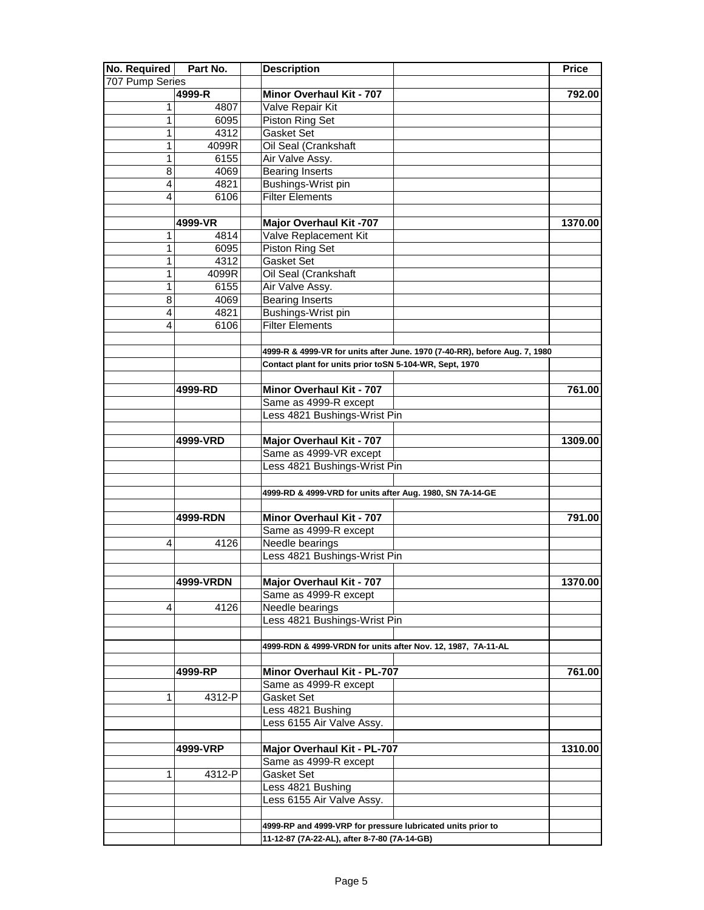| No. Required | Part No. | | Description | | Price |
|---|---|---|---|---|---|
| 707 Pump Series | | | | | |
| | **4999-R** | | **Minor Overhaul Kit - 707** | | **792.00** |
| 1 | 4807 | | Valve Repair Kit | | |
| 1 | 6095 | | Piston Ring Set | | |
| 1 | 4312 | | Gasket Set | | |
| 1 | 4099R | | Oil Seal (Crankshaft | | |
| 1 | 6155 | | Air Valve Assy. | | |
| 8 | 4069 | | Bearing Inserts | | |
| 4 | 4821 | | Bushings-Wrist pin | | |
| 4 | 6106 | | Filter Elements | | |
| | | | | | |
| | **4999-VR** | | **Major Overhaul Kit -707** | | **1370.00** |
| 1 | 4814 | | Valve Replacement Kit | | |
| 1 | 6095 | | Piston Ring Set | | |
| 1 | 4312 | | Gasket Set | | |
| 1 | 4099R | | Oil Seal (Crankshaft | | |
| 1 | 6155 | | Air Valve Assy. | | |
| 8 | 4069 | | Bearing Inserts | | |
| 4 | 4821 | | Bushings-Wrist pin | | |
| 4 | 6106 | | Filter Elements | | |
| | | | | | |
| | | | **4999-R & 4999-VR for units after June. 1970 (7-40-RR), before Aug. 7, 1980** | | |
| | | | **Contact plant for units prior toSN 5-104-WR, Sept, 1970** | | |
| | | | | | |
| | **4999-RD** | | **Minor Overhaul Kit - 707** | | **761.00** |
| | | | Same as 4999-R except | | |
| | | | Less 4821 Bushings-Wrist Pin | | |
| | | | | | |
| | **4999-VRD** | | **Major Overhaul Kit - 707** | | **1309.00** |
| | | | Same as 4999-VR except | | |
| | | | Less 4821 Bushings-Wrist Pin | | |
| | | | | | |
| | | | **4999-RD & 4999-VRD for units after Aug. 1980, SN 7A-14-GE** | | |
| | | | | | |
| | **4999-RDN** | | **Minor Overhaul Kit - 707** | | **791.00** |
| | | | Same as 4999-R except | | |
| 4 | 4126 | | Needle bearings | | |
| | | | Less 4821 Bushings-Wrist Pin | | |
| | | | | | |
| | **4999-VRDN** | | **Major Overhaul Kit - 707** | | **1370.00** |
| | | | Same as 4999-R except | | |
| 4 | 4126 | | Needle bearings | | |
| | | | Less 4821 Bushings-Wrist Pin | | |
| | | | | | |
| | | | **4999-RDN & 4999-VRDN for units after Nov. 12, 1987, 7A-11-AL** | | |
| | | | | | |
| | **4999-RP** | | **Minor Overhaul Kit - PL-707** | | **761.00** |
| | | | Same as 4999-R except | | |
| 1 | 4312-P | | Gasket Set | | |
| | | | Less 4821 Bushing | | |
| | | | Less 6155 Air Valve Assy. | | |
| | | | | | |
| | **4999-VRP** | | **Major Overhaul Kit - PL-707** | | **1310.00** |
| | | | Same as 4999-R except | | |
| 1 | 4312-P | | Gasket Set | | |
| | | | Less 4821 Bushing | | |
| | | | Less 6155 Air Valve Assy. | | |
| | | | | | |
| | | | **4999-RP and 4999-VRP for pressure lubricated units prior to** | | |
| | | | **11-12-87 (7A-22-AL), after 8-7-80 (7A-14-GB)** | | |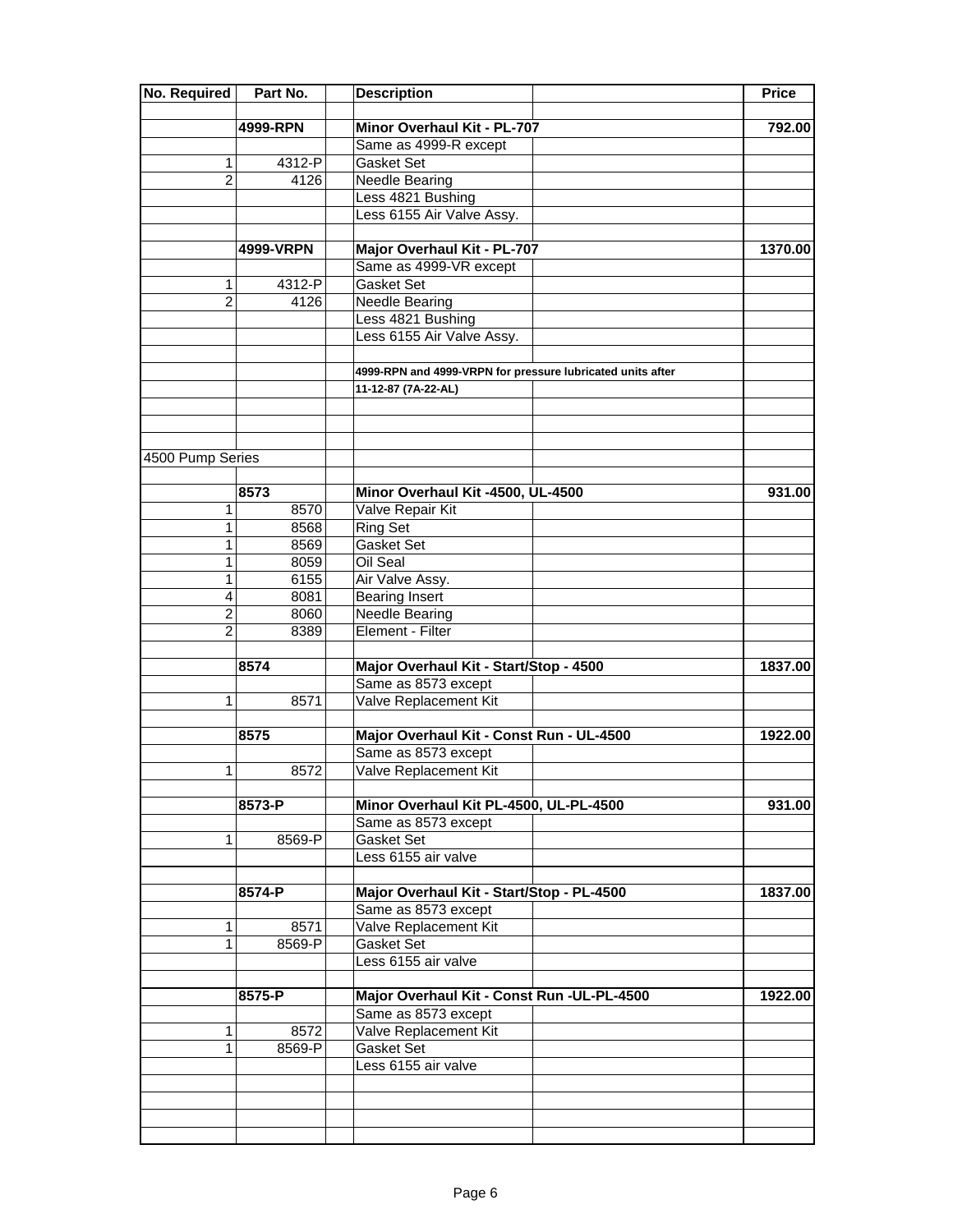| No. Required | Part No. | Description | Price |
|---|---|---|---|
| | **4999-RPN** | **Minor Overhaul Kit - PL-707** | **792.00** |
| | | Same as 4999-R except | |
| 1 | 4312-P | Gasket Set | |
| 2 | 4126 | Needle Bearing | |
| | | Less 4821 Bushing | |
| | | Less 6155 Air Valve Assy. | |
| | | | |
| | **4999-VRPN** | **Major Overhaul Kit - PL-707** | **1370.00** |
| | | Same as 4999-VR except | |
| 1 | 4312-P | Gasket Set | |
| 2 | 4126 | Needle Bearing | |
| | | Less 4821 Bushing | |
| | | Less 6155 Air Valve Assy. | |
| | | | |
| | | **4999-RPN and 4999-VRPN for pressure lubricated units after 11-12-87 (7A-22-AL)** | |
| | | | |
| 4500 Pump Series | | | |
| | | | |
| | **8573** | **Minor Overhaul Kit -4500, UL-4500** | **931.00** |
| 1 | 8570 | Valve Repair Kit | |
| 1 | 8568 | Ring Set | |
| 1 | 8569 | Gasket Set | |
| 1 | 8059 | Oil Seal | |
| 1 | 6155 | Air Valve Assy. | |
| 4 | 8081 | Bearing Insert | |
| 2 | 8060 | Needle Bearing | |
| 2 | 8389 | Element - Filter | |
| | | | |
| | **8574** | **Major Overhaul Kit - Start/Stop - 4500** | **1837.00** |
| | | Same as 8573 except | |
| 1 | 8571 | Valve Replacement Kit | |
| | | | |
| | **8575** | **Major Overhaul Kit - Const Run - UL-4500** | **1922.00** |
| | | Same as 8573 except | |
| 1 | 8572 | Valve Replacement Kit | |
| | | | |
| | **8573-P** | **Minor Overhaul Kit PL-4500, UL-PL-4500** | **931.00** |
| | | Same as 8573 except | |
| 1 | 8569-P | Gasket Set | |
| | | Less 6155 air valve | |
| | | | |
| | **8574-P** | **Major Overhaul Kit - Start/Stop - PL-4500** | **1837.00** |
| | | Same as 8573 except | |
| 1 | 8571 | Valve Replacement Kit | |
| 1 | 8569-P | Gasket Set | |
| | | Less 6155 air valve | |
| | | | |
| | **8575-P** | **Major Overhaul Kit - Const Run -UL-PL-4500** | **1922.00** |
| | | Same as 8573 except | |
| 1 | 8572 | Valve Replacement Kit | |
| 1 | 8569-P | Gasket Set | |
| | | Less 6155 air valve | |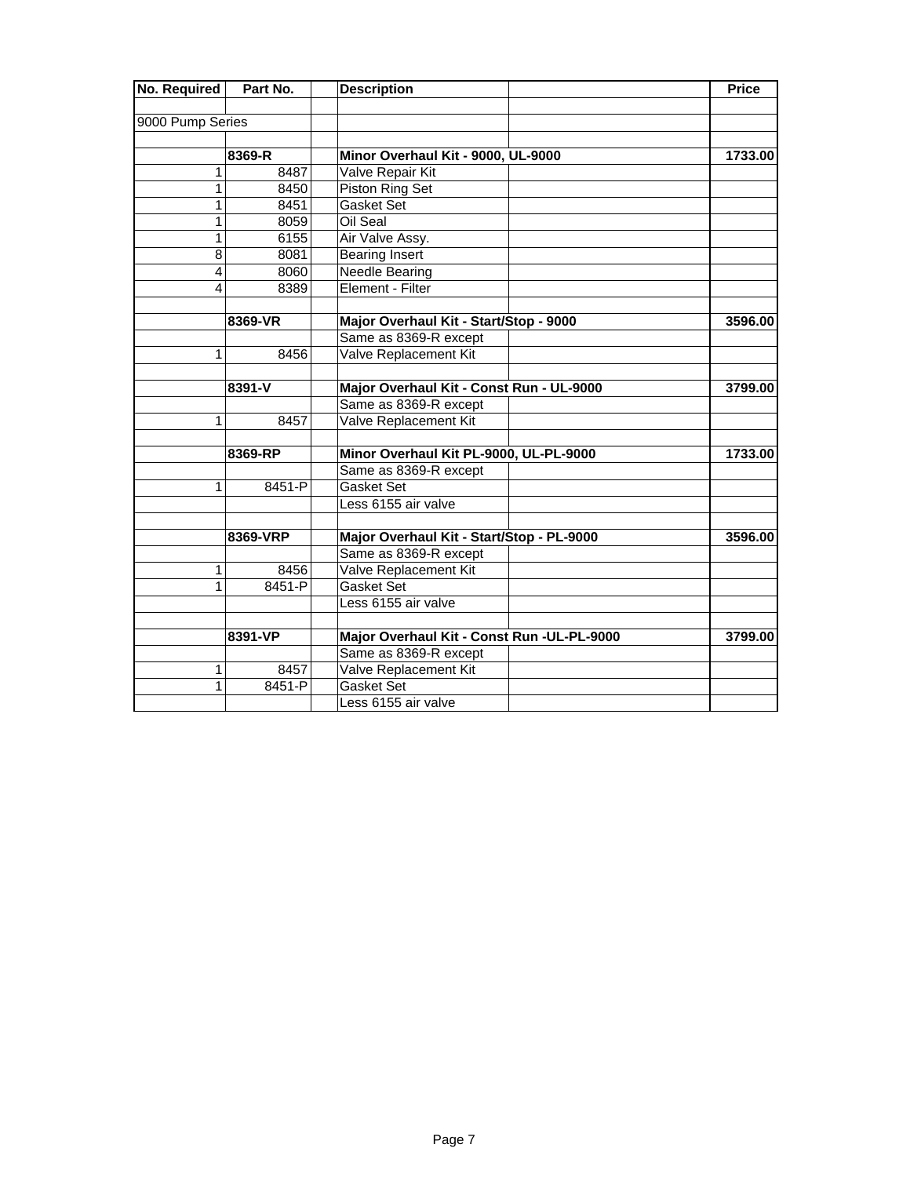| No. Required | Part No. | | Description | | Price |
|---|---|---|---|---|---|
| | | | | | |
| 9000 Pump Series | | | | | |
| | | | | | |
| | **8369-R** | | **Minor Overhaul Kit - 9000, UL-9000** | | **1733.00** |
| 1 | 8487 | | Valve Repair Kit | | |
| 1 | 8450 | | Piston Ring Set | | |
| 1 | 8451 | | Gasket Set | | |
| 1 | 8059 | | Oil Seal | | |
| 1 | 6155 | | Air Valve Assy. | | |
| 8 | 8081 | | Bearing Insert | | |
| 4 | 8060 | | Needle Bearing | | |
| 4 | 8389 | | Element - Filter | | |
| | | | | | |
| | **8369-VR** | | **Major Overhaul Kit - Start/Stop - 9000** | | **3596.00** |
| | | | Same as 8369-R except | | |
| 1 | 8456 | | Valve Replacement Kit | | |
| | | | | | |
| | **8391-V** | | **Major Overhaul Kit - Const Run - UL-9000** | | **3799.00** |
| | | | Same as 8369-R except | | |
| 1 | 8457 | | Valve Replacement Kit | | |
| | | | | | |
| | **8369-RP** | | **Minor Overhaul Kit PL-9000, UL-PL-9000** | | **1733.00** |
| | | | Same as 8369-R except | | |
| 1 | 8451-P | | Gasket Set | | |
| | | | Less 6155 air valve | | |
| | | | | | |
| | **8369-VRP** | | **Major Overhaul Kit - Start/Stop - PL-9000** | | **3596.00** |
| | | | Same as 8369-R except | | |
| 1 | 8456 | | Valve Replacement Kit | | |
| 1 | 8451-P | | Gasket Set | | |
| | | | Less 6155 air valve | | |
| | | | | | |
| | **8391-VP** | | **Major Overhaul Kit - Const Run -UL-PL-9000** | | **3799.00** |
| | | | Same as 8369-R except | | |
| 1 | 8457 | | Valve Replacement Kit | | |
| 1 | 8451-P | | Gasket Set | | |
| | | | Less 6155 air valve | | |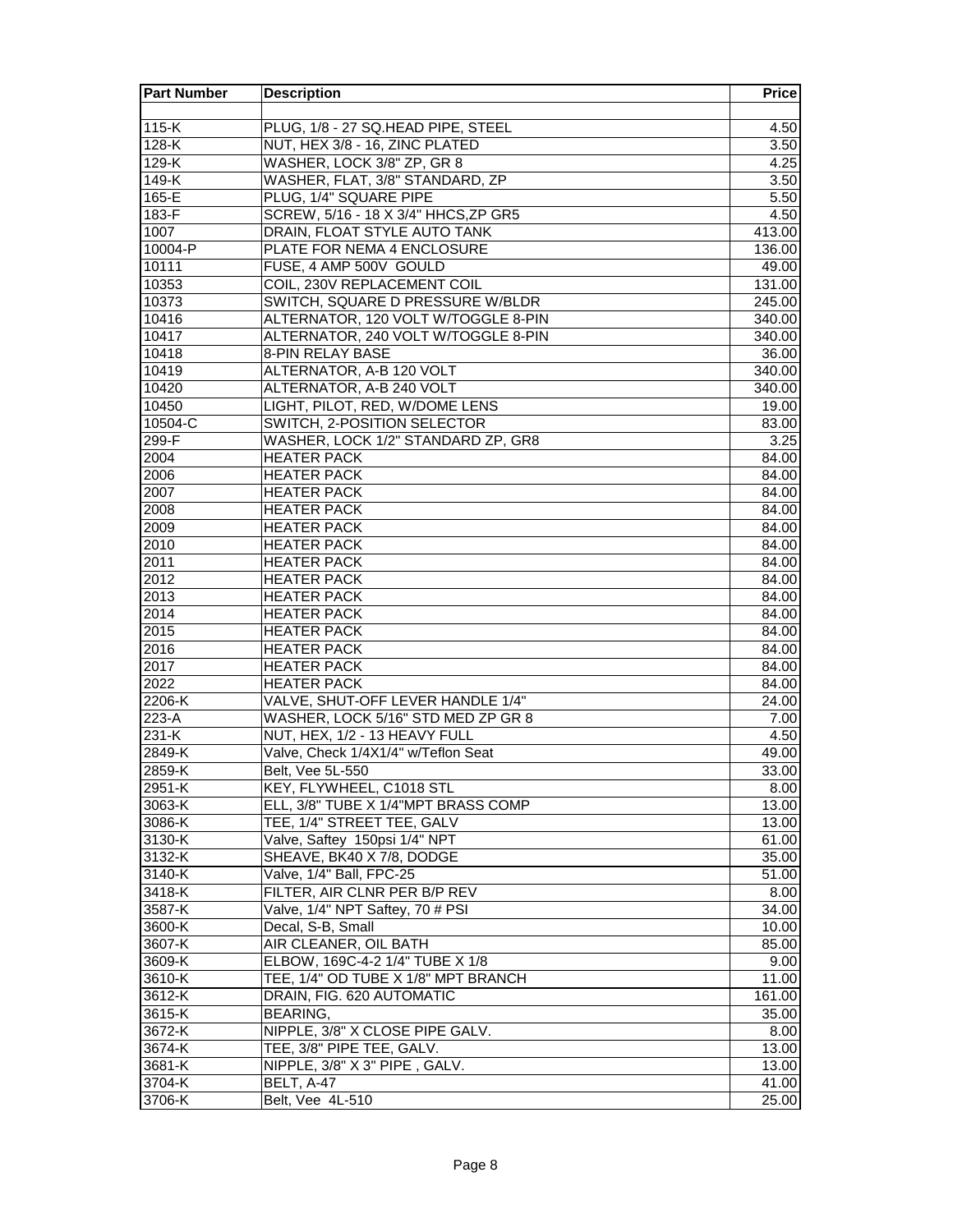| Part Number | Description | Price |
|---|---|---|
| | | |
| 115-K | PLUG, 1/8 - 27 SQ.HEAD PIPE, STEEL | 4.50 |
| 128-K | NUT, HEX 3/8 - 16, ZINC PLATED | 3.50 |
| 129-K | WASHER, LOCK 3/8" ZP, GR 8 | 4.25 |
| 149-K | WASHER, FLAT, 3/8" STANDARD, ZP | 3.50 |
| 165-E | PLUG, 1/4" SQUARE PIPE | 5.50 |
| 183-F | SCREW, 5/16 - 18 X 3/4" HHCS,ZP GR5 | 4.50 |
| 1007 | DRAIN, FLOAT STYLE AUTO TANK | 413.00 |
| 10004-P | PLATE FOR NEMA 4 ENCLOSURE | 136.00 |
| 10111 | FUSE, 4 AMP 500V GOULD | 49.00 |
| 10353 | COIL, 230V REPLACEMENT COIL | 131.00 |
| 10373 | SWITCH, SQUARE D PRESSURE W/BLDR | 245.00 |
| 10416 | ALTERNATOR, 120 VOLT W/TOGGLE 8-PIN | 340.00 |
| 10417 | ALTERNATOR, 240 VOLT W/TOGGLE 8-PIN | 340.00 |
| 10418 | 8-PIN RELAY BASE | 36.00 |
| 10419 | ALTERNATOR, A-B 120 VOLT | 340.00 |
| 10420 | ALTERNATOR, A-B 240 VOLT | 340.00 |
| 10450 | LIGHT, PILOT, RED, W/DOME LENS | 19.00 |
| 10504-C | SWITCH, 2-POSITION SELECTOR | 83.00 |
| 299-F | WASHER, LOCK 1/2" STANDARD ZP, GR8 | 3.25 |
| 2004 | HEATER PACK | 84.00 |
| 2006 | HEATER PACK | 84.00 |
| 2007 | HEATER PACK | 84.00 |
| 2008 | HEATER PACK | 84.00 |
| 2009 | HEATER PACK | 84.00 |
| 2010 | HEATER PACK | 84.00 |
| 2011 | HEATER PACK | 84.00 |
| 2012 | HEATER PACK | 84.00 |
| 2013 | HEATER PACK | 84.00 |
| 2014 | HEATER PACK | 84.00 |
| 2015 | HEATER PACK | 84.00 |
| 2016 | HEATER PACK | 84.00 |
| 2017 | HEATER PACK | 84.00 |
| 2022 | HEATER PACK | 84.00 |
| 2206-K | VALVE, SHUT-OFF LEVER HANDLE 1/4" | 24.00 |
| 223-A | WASHER, LOCK 5/16" STD MED ZP GR 8 | 7.00 |
| 231-K | NUT, HEX, 1/2 - 13 HEAVY FULL | 4.50 |
| 2849-K | Valve, Check 1/4X1/4" w/Teflon Seat | 49.00 |
| 2859-K | Belt, Vee 5L-550 | 33.00 |
| 2951-K | KEY, FLYWHEEL, C1018 STL | 8.00 |
| 3063-K | ELL, 3/8" TUBE X 1/4"MPT BRASS COMP | 13.00 |
| 3086-K | TEE, 1/4" STREET TEE, GALV | 13.00 |
| 3130-K | Valve, Saftey 150psi 1/4" NPT | 61.00 |
| 3132-K | SHEAVE, BK40 X 7/8, DODGE | 35.00 |
| 3140-K | Valve, 1/4" Ball, FPC-25 | 51.00 |
| 3418-K | FILTER, AIR CLNR PER B/P REV | 8.00 |
| 3587-K | Valve, 1/4" NPT Saftey, 70 # PSI | 34.00 |
| 3600-K | Decal, S-B, Small | 10.00 |
| 3607-K | AIR CLEANER, OIL BATH | 85.00 |
| 3609-K | ELBOW, 169C-4-2 1/4" TUBE X 1/8 | 9.00 |
| 3610-K | TEE, 1/4" OD TUBE X 1/8" MPT BRANCH | 11.00 |
| 3612-K | DRAIN, FIG. 620 AUTOMATIC | 161.00 |
| 3615-K | BEARING, | 35.00 |
| 3672-K | NIPPLE, 3/8" X CLOSE PIPE GALV. | 8.00 |
| 3674-K | TEE, 3/8" PIPE TEE, GALV. | 13.00 |
| 3681-K | NIPPLE, 3/8" X 3" PIPE , GALV. | 13.00 |
| 3704-K | BELT, A-47 | 41.00 |
| 3706-K | Belt, Vee 4L-510 | 25.00 |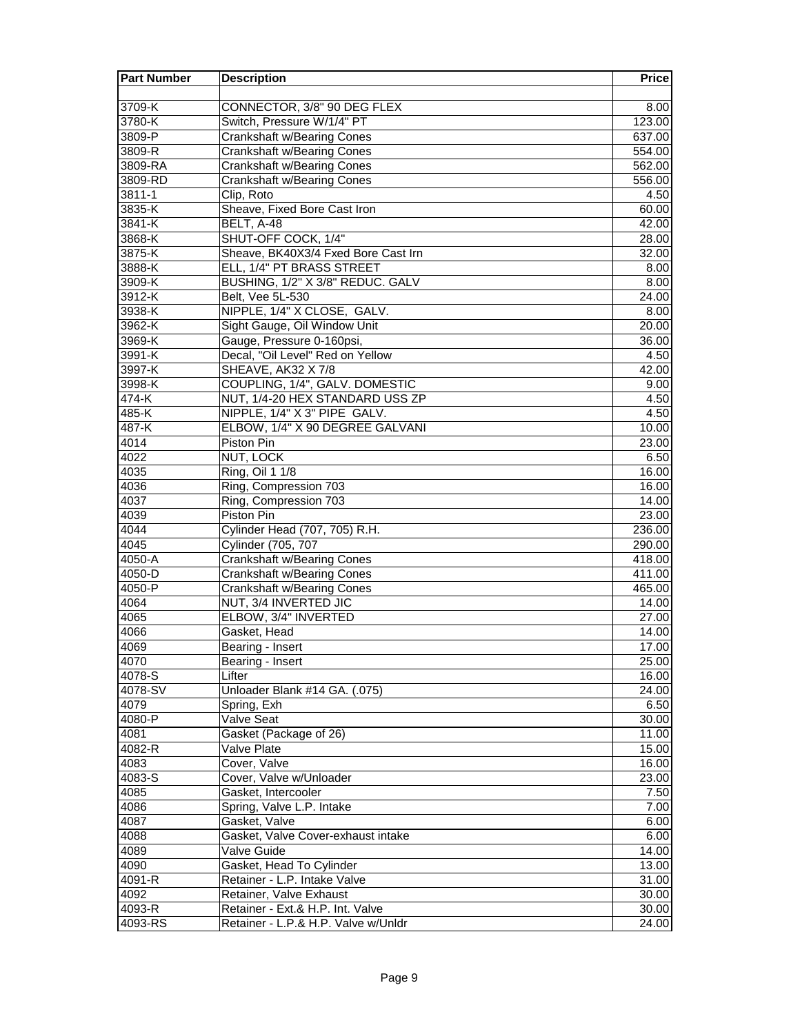| Part Number | Description | Price |
|---|---|---|
| | | |
| 3709-K | CONNECTOR, 3/8" 90 DEG FLEX | 8.00 |
| 3780-K | Switch, Pressure W/1/4" PT | 123.00 |
| 3809-P | Crankshaft w/Bearing Cones | 637.00 |
| 3809-R | Crankshaft w/Bearing Cones | 554.00 |
| 3809-RA | Crankshaft w/Bearing Cones | 562.00 |
| 3809-RD | Crankshaft w/Bearing Cones | 556.00 |
| 3811-1 | Clip, Roto | 4.50 |
| 3835-K | Sheave, Fixed Bore Cast Iron | 60.00 |
| 3841-K | BELT, A-48 | 42.00 |
| 3868-K | SHUT-OFF COCK, 1/4" | 28.00 |
| 3875-K | Sheave, BK40X3/4 Fxed Bore Cast Irn | 32.00 |
| 3888-K | ELL, 1/4" PT BRASS STREET | 8.00 |
| 3909-K | BUSHING, 1/2" X 3/8" REDUC. GALV | 8.00 |
| 3912-K | Belt, Vee 5L-530 | 24.00 |
| 3938-K | NIPPLE, 1/4" X CLOSE, GALV. | 8.00 |
| 3962-K | Sight Gauge, Oil Window Unit | 20.00 |
| 3969-K | Gauge, Pressure 0-160psi, | 36.00 |
| 3991-K | Decal, "Oil Level" Red on Yellow | 4.50 |
| 3997-K | SHEAVE, AK32 X 7/8 | 42.00 |
| 3998-K | COUPLING, 1/4", GALV. DOMESTIC | 9.00 |
| 474-K | NUT, 1/4-20 HEX STANDARD USS ZP | 4.50 |
| 485-K | NIPPLE, 1/4" X 3" PIPE GALV. | 4.50 |
| 487-K | ELBOW, 1/4" X 90 DEGREE GALVANI | 10.00 |
| 4014 | Piston Pin | 23.00 |
| 4022 | NUT, LOCK | 6.50 |
| 4035 | Ring, Oil 1 1/8 | 16.00 |
| 4036 | Ring, Compression 703 | 16.00 |
| 4037 | Ring, Compression 703 | 14.00 |
| 4039 | Piston Pin | 23.00 |
| 4044 | Cylinder Head (707, 705) R.H. | 236.00 |
| 4045 | Cylinder (705, 707 | 290.00 |
| 4050-A | Crankshaft w/Bearing Cones | 418.00 |
| 4050-D | Crankshaft w/Bearing Cones | 411.00 |
| 4050-P | Crankshaft w/Bearing Cones | 465.00 |
| 4064 | NUT, 3/4 INVERTED JIC | 14.00 |
| 4065 | ELBOW, 3/4" INVERTED | 27.00 |
| 4066 | Gasket, Head | 14.00 |
| 4069 | Bearing - Insert | 17.00 |
| 4070 | Bearing - Insert | 25.00 |
| 4078-S | Lifter | 16.00 |
| 4078-SV | Unloader Blank #14 GA. (.075) | 24.00 |
| 4079 | Spring, Exh | 6.50 |
| 4080-P | Valve Seat | 30.00 |
| 4081 | Gasket (Package of 26) | 11.00 |
| 4082-R | Valve Plate | 15.00 |
| 4083 | Cover, Valve | 16.00 |
| 4083-S | Cover, Valve w/Unloader | 23.00 |
| 4085 | Gasket, Intercooler | 7.50 |
| 4086 | Spring, Valve L.P. Intake | 7.00 |
| 4087 | Gasket, Valve | 6.00 |
| 4088 | Gasket, Valve Cover-exhaust intake | 6.00 |
| 4089 | Valve Guide | 14.00 |
| 4090 | Gasket, Head To Cylinder | 13.00 |
| 4091-R | Retainer - L.P. Intake Valve | 31.00 |
| 4092 | Retainer, Valve Exhaust | 30.00 |
| 4093-R | Retainer - Ext.& H.P. Int. Valve | 30.00 |
| 4093-RS | Retainer - L.P.& H.P. Valve w/Unldr | 24.00 |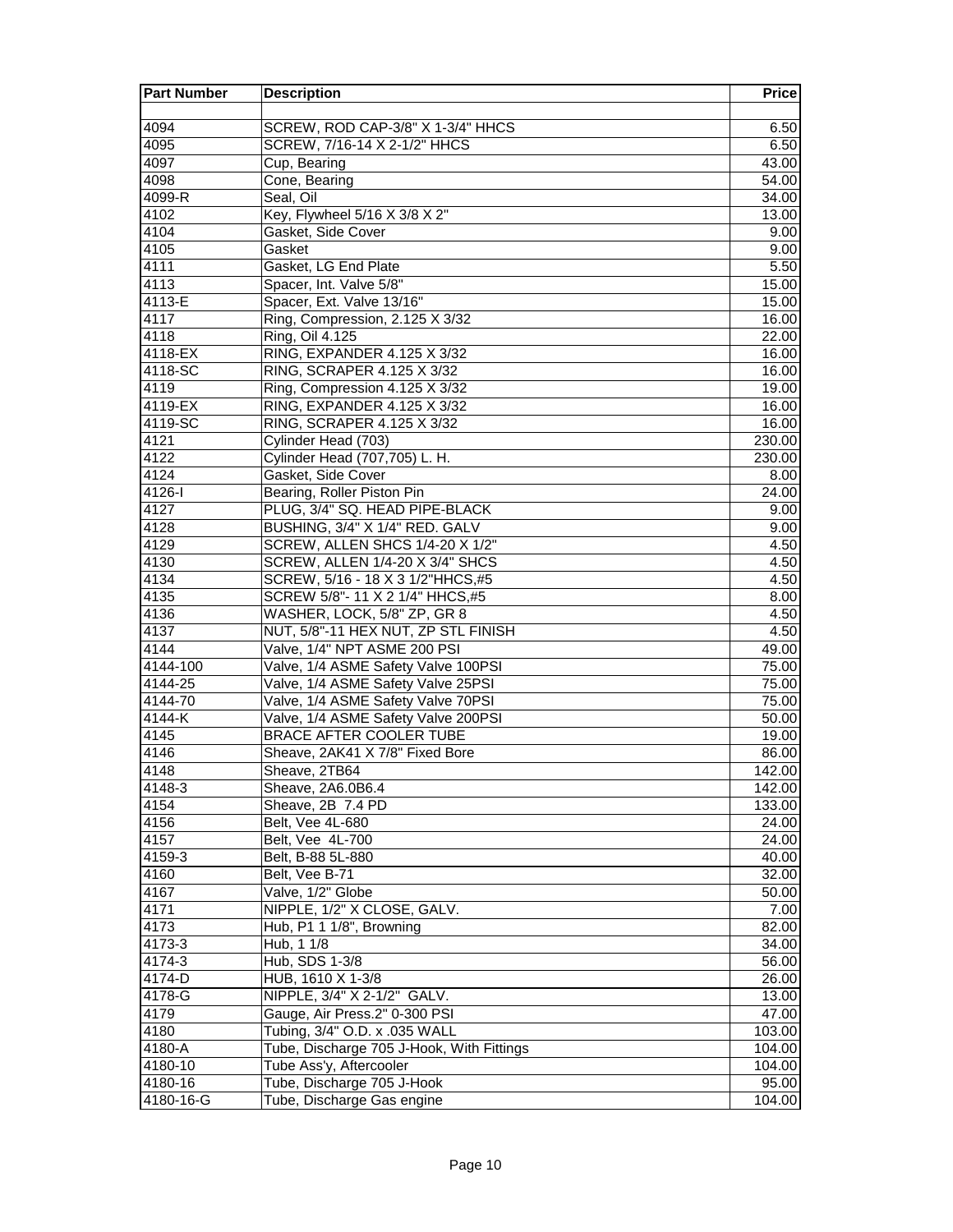| Part Number | Description | Price |
|---|---|---|
| | | |
| 4094 | SCREW, ROD CAP-3/8" X 1-3/4" HHCS | 6.50 |
| 4095 | SCREW, 7/16-14 X 2-1/2" HHCS | 6.50 |
| 4097 | Cup, Bearing | 43.00 |
| 4098 | Cone, Bearing | 54.00 |
| 4099-R | Seal, Oil | 34.00 |
| 4102 | Key, Flywheel 5/16 X 3/8 X 2" | 13.00 |
| 4104 | Gasket, Side Cover | 9.00 |
| 4105 | Gasket | 9.00 |
| 4111 | Gasket, LG End Plate | 5.50 |
| 4113 | Spacer, Int. Valve 5/8" | 15.00 |
| 4113-E | Spacer, Ext. Valve 13/16" | 15.00 |
| 4117 | Ring, Compression, 2.125 X 3/32 | 16.00 |
| 4118 | Ring, Oil 4.125 | 22.00 |
| 4118-EX | RING, EXPANDER 4.125 X 3/32 | 16.00 |
| 4118-SC | RING, SCRAPER 4.125 X 3/32 | 16.00 |
| 4119 | Ring, Compression 4.125 X 3/32 | 19.00 |
| 4119-EX | RING, EXPANDER 4.125 X 3/32 | 16.00 |
| 4119-SC | RING, SCRAPER 4.125 X 3/32 | 16.00 |
| 4121 | Cylinder Head (703) | 230.00 |
| 4122 | Cylinder Head (707,705) L. H. | 230.00 |
| 4124 | Gasket, Side Cover | 8.00 |
| 4126-I | Bearing, Roller Piston Pin | 24.00 |
| 4127 | PLUG, 3/4" SQ. HEAD PIPE-BLACK | 9.00 |
| 4128 | BUSHING, 3/4" X 1/4" RED. GALV | 9.00 |
| 4129 | SCREW, ALLEN SHCS 1/4-20 X 1/2" | 4.50 |
| 4130 | SCREW, ALLEN 1/4-20 X 3/4" SHCS | 4.50 |
| 4134 | SCREW, 5/16 - 18 X 3 1/2"HHCS,#5 | 4.50 |
| 4135 | SCREW 5/8"- 11 X 2 1/4" HHCS,#5 | 8.00 |
| 4136 | WASHER, LOCK, 5/8" ZP, GR 8 | 4.50 |
| 4137 | NUT, 5/8"-11 HEX NUT, ZP STL FINISH | 4.50 |
| 4144 | Valve, 1/4" NPT ASME 200 PSI | 49.00 |
| 4144-100 | Valve, 1/4 ASME Safety Valve 100PSI | 75.00 |
| 4144-25 | Valve, 1/4 ASME Safety Valve 25PSI | 75.00 |
| 4144-70 | Valve, 1/4 ASME Safety Valve 70PSI | 75.00 |
| 4144-K | Valve, 1/4 ASME Safety Valve 200PSI | 50.00 |
| 4145 | BRACE AFTER COOLER TUBE | 19.00 |
| 4146 | Sheave, 2AK41 X 7/8" Fixed Bore | 86.00 |
| 4148 | Sheave, 2TB64 | 142.00 |
| 4148-3 | Sheave, 2A6.0B6.4 | 142.00 |
| 4154 | Sheave, 2B 7.4 PD | 133.00 |
| 4156 | Belt, Vee 4L-680 | 24.00 |
| 4157 | Belt, Vee 4L-700 | 24.00 |
| 4159-3 | Belt, B-88 5L-880 | 40.00 |
| 4160 | Belt, Vee B-71 | 32.00 |
| 4167 | Valve, 1/2" Globe | 50.00 |
| 4171 | NIPPLE, 1/2" X CLOSE, GALV. | 7.00 |
| 4173 | Hub, P1 1 1/8", Browning | 82.00 |
| 4173-3 | Hub, 1 1/8 | 34.00 |
| 4174-3 | Hub, SDS 1-3/8 | 56.00 |
| 4174-D | HUB, 1610 X 1-3/8 | 26.00 |
| 4178-G | NIPPLE, 3/4" X 2-1/2" GALV. | 13.00 |
| 4179 | Gauge, Air Press.2" 0-300 PSI | 47.00 |
| 4180 | Tubing, 3/4" O.D. x .035 WALL | 103.00 |
| 4180-A | Tube, Discharge 705 J-Hook, With Fittings | 104.00 |
| 4180-10 | Tube Ass'y, Aftercooler | 104.00 |
| 4180-16 | Tube, Discharge 705 J-Hook | 95.00 |
| 4180-16-G | Tube, Discharge Gas engine | 104.00 |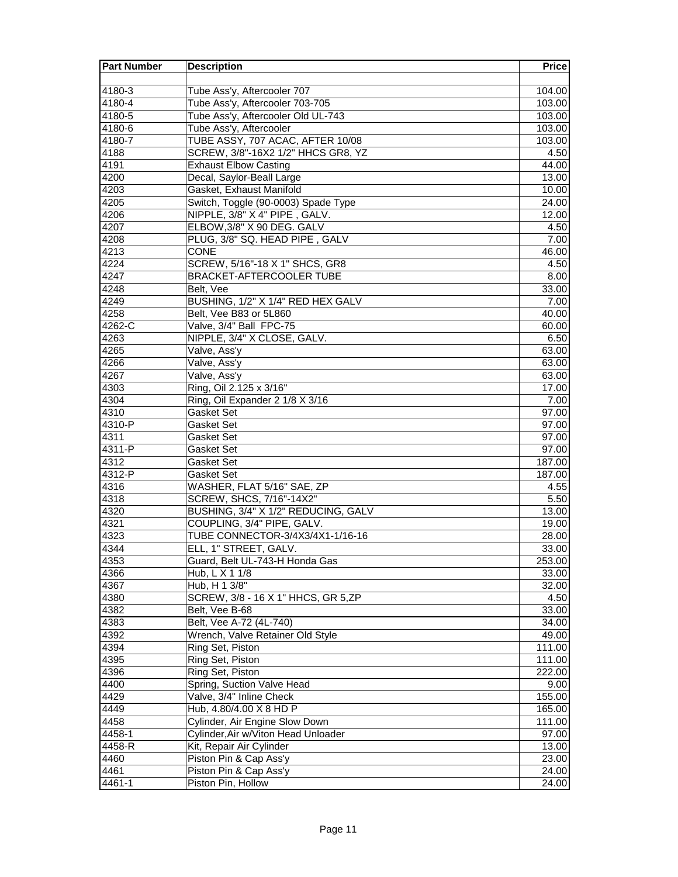| Part Number | Description | Price |
|---|---|---|
| | | |
| 4180-3 | Tube Ass'y, Aftercooler 707 | 104.00 |
| 4180-4 | Tube Ass'y, Aftercooler 703-705 | 103.00 |
| 4180-5 | Tube Ass'y, Aftercooler Old UL-743 | 103.00 |
| 4180-6 | Tube Ass'y, Aftercooler | 103.00 |
| 4180-7 | TUBE ASSY, 707 ACAC, AFTER 10/08 | 103.00 |
| 4188 | SCREW, 3/8"-16X2 1/2" HHCS GR8, YZ | 4.50 |
| 4191 | Exhaust Elbow Casting | 44.00 |
| 4200 | Decal, Saylor-Beall Large | 13.00 |
| 4203 | Gasket, Exhaust Manifold | 10.00 |
| 4205 | Switch, Toggle (90-0003) Spade Type | 24.00 |
| 4206 | NIPPLE, 3/8" X 4" PIPE , GALV. | 12.00 |
| 4207 | ELBOW,3/8" X 90 DEG. GALV | 4.50 |
| 4208 | PLUG, 3/8" SQ. HEAD PIPE , GALV | 7.00 |
| 4213 | CONE | 46.00 |
| 4224 | SCREW, 5/16"-18 X 1" SHCS, GR8 | 4.50 |
| 4247 | BRACKET-AFTERCOOLER TUBE | 8.00 |
| 4248 | Belt, Vee | 33.00 |
| 4249 | BUSHING, 1/2" X 1/4" RED HEX GALV | 7.00 |
| 4258 | Belt, Vee B83 or 5L860 | 40.00 |
| 4262-C | Valve, 3/4" Ball FPC-75 | 60.00 |
| 4263 | NIPPLE, 3/4" X CLOSE, GALV. | 6.50 |
| 4265 | Valve, Ass'y | 63.00 |
| 4266 | Valve, Ass'y | 63.00 |
| 4267 | Valve, Ass'y | 63.00 |
| 4303 | Ring, Oil 2.125 x 3/16" | 17.00 |
| 4304 | Ring, Oil Expander 2 1/8 X 3/16 | 7.00 |
| 4310 | Gasket Set | 97.00 |
| 4310-P | Gasket Set | 97.00 |
| 4311 | Gasket Set | 97.00 |
| 4311-P | Gasket Set | 97.00 |
| 4312 | Gasket Set | 187.00 |
| 4312-P | Gasket Set | 187.00 |
| 4316 | WASHER, FLAT 5/16" SAE, ZP | 4.55 |
| 4318 | SCREW, SHCS, 7/16"-14X2" | 5.50 |
| 4320 | BUSHING, 3/4" X 1/2" REDUCING, GALV | 13.00 |
| 4321 | COUPLING, 3/4" PIPE, GALV. | 19.00 |
| 4323 | TUBE CONNECTOR-3/4X3/4X1-1/16-16 | 28.00 |
| 4344 | ELL, 1" STREET, GALV. | 33.00 |
| 4353 | Guard, Belt UL-743-H Honda Gas | 253.00 |
| 4366 | Hub, L X 1 1/8 | 33.00 |
| 4367 | Hub, H 1 3/8" | 32.00 |
| 4380 | SCREW, 3/8 - 16 X 1" HHCS, GR 5,ZP | 4.50 |
| 4382 | Belt, Vee B-68 | 33.00 |
| 4383 | Belt, Vee A-72 (4L-740) | 34.00 |
| 4392 | Wrench, Valve Retainer Old Style | 49.00 |
| 4394 | Ring Set, Piston | 111.00 |
| 4395 | Ring Set, Piston | 111.00 |
| 4396 | Ring Set, Piston | 222.00 |
| 4400 | Spring, Suction Valve Head | 9.00 |
| 4429 | Valve, 3/4" Inline Check | 155.00 |
| 4449 | Hub, 4.80/4.00 X 8 HD P | 165.00 |
| 4458 | Cylinder, Air Engine Slow Down | 111.00 |
| 4458-1 | Cylinder,Air w/Viton Head Unloader | 97.00 |
| 4458-R | Kit, Repair Air Cylinder | 13.00 |
| 4460 | Piston Pin & Cap Ass'y | 23.00 |
| 4461 | Piston Pin & Cap Ass'y | 24.00 |
| 4461-1 | Piston Pin, Hollow | 24.00 |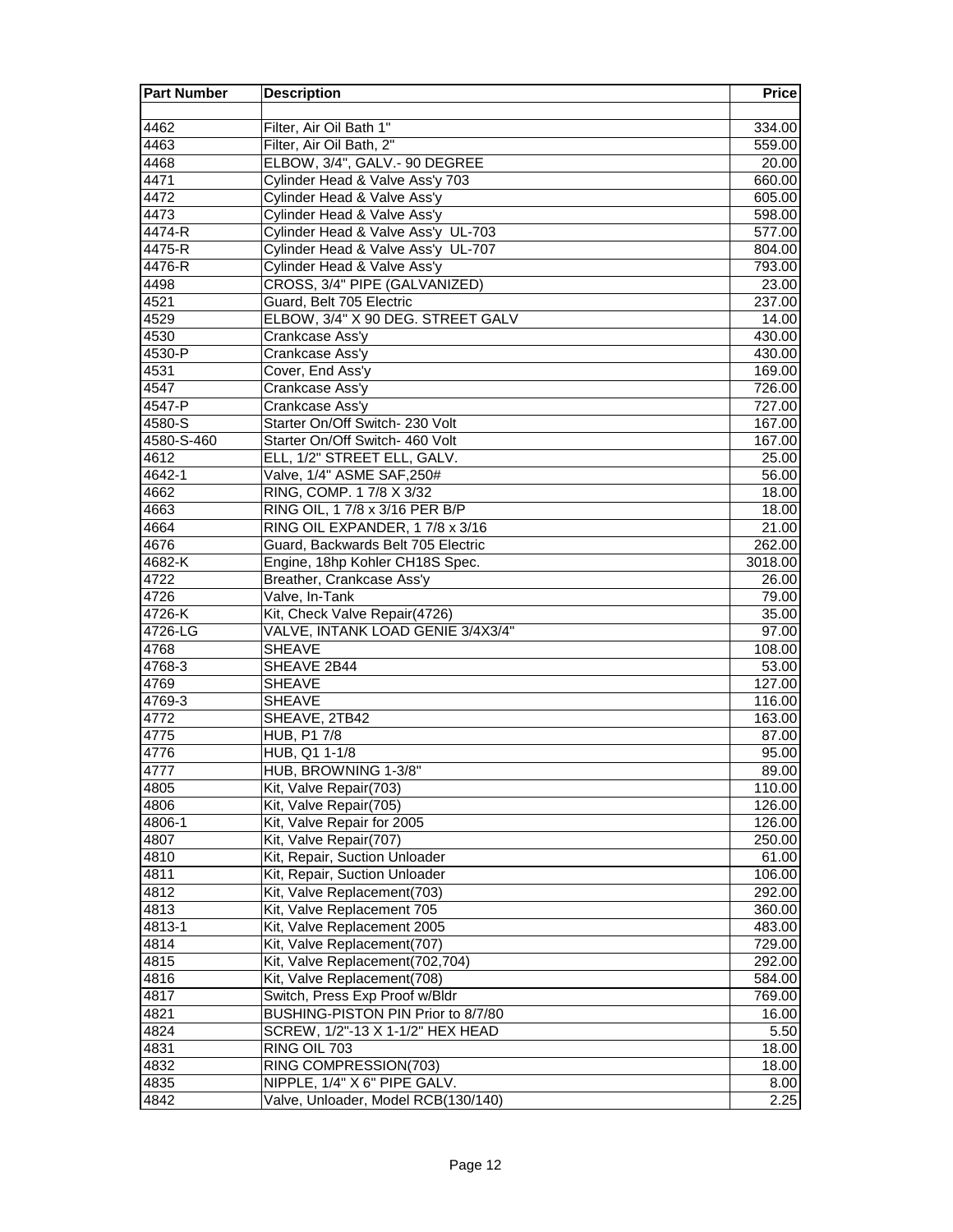| Part Number | Description | Price |
|---|---|---|
| | | |
| 4462 | Filter, Air Oil Bath 1" | 334.00 |
| 4463 | Filter, Air Oil Bath, 2" | 559.00 |
| 4468 | ELBOW, 3/4", GALV.- 90 DEGREE | 20.00 |
| 4471 | Cylinder Head & Valve Ass'y 703 | 660.00 |
| 4472 | Cylinder Head & Valve Ass'y | 605.00 |
| 4473 | Cylinder Head & Valve Ass'y | 598.00 |
| 4474-R | Cylinder Head & Valve Ass'y UL-703 | 577.00 |
| 4475-R | Cylinder Head & Valve Ass'y UL-707 | 804.00 |
| 4476-R | Cylinder Head & Valve Ass'y | 793.00 |
| 4498 | CROSS, 3/4" PIPE (GALVANIZED) | 23.00 |
| 4521 | Guard, Belt 705 Electric | 237.00 |
| 4529 | ELBOW, 3/4" X 90 DEG. STREET GALV | 14.00 |
| 4530 | Crankcase Ass'y | 430.00 |
| 4530-P | Crankcase Ass'y | 430.00 |
| 4531 | Cover, End Ass'y | 169.00 |
| 4547 | Crankcase Ass'y | 726.00 |
| 4547-P | Crankcase Ass'y | 727.00 |
| 4580-S | Starter On/Off Switch- 230 Volt | 167.00 |
| 4580-S-460 | Starter On/Off Switch- 460 Volt | 167.00 |
| 4612 | ELL, 1/2" STREET ELL, GALV. | 25.00 |
| 4642-1 | Valve, 1/4" ASME SAF,250# | 56.00 |
| 4662 | RING, COMP. 1 7/8 X 3/32 | 18.00 |
| 4663 | RING OIL, 1 7/8 x 3/16 PER B/P | 18.00 |
| 4664 | RING OIL EXPANDER, 1 7/8 x 3/16 | 21.00 |
| 4676 | Guard, Backwards Belt 705 Electric | 262.00 |
| 4682-K | Engine, 18hp Kohler CH18S Spec. | 3018.00 |
| 4722 | Breather, Crankcase Ass'y | 26.00 |
| 4726 | Valve, In-Tank | 79.00 |
| 4726-K | Kit, Check Valve Repair(4726) | 35.00 |
| 4726-LG | VALVE, INTANK LOAD GENIE 3/4X3/4" | 97.00 |
| 4768 | SHEAVE | 108.00 |
| 4768-3 | SHEAVE 2B44 | 53.00 |
| 4769 | SHEAVE | 127.00 |
| 4769-3 | SHEAVE | 116.00 |
| 4772 | SHEAVE, 2TB42 | 163.00 |
| 4775 | HUB, P1 7/8 | 87.00 |
| 4776 | HUB, Q1 1-1/8 | 95.00 |
| 4777 | HUB, BROWNING 1-3/8" | 89.00 |
| 4805 | Kit, Valve Repair(703) | 110.00 |
| 4806 | Kit, Valve Repair(705) | 126.00 |
| 4806-1 | Kit, Valve Repair for 2005 | 126.00 |
| 4807 | Kit, Valve Repair(707) | 250.00 |
| 4810 | Kit, Repair, Suction Unloader | 61.00 |
| 4811 | Kit, Repair, Suction Unloader | 106.00 |
| 4812 | Kit, Valve Replacement(703) | 292.00 |
| 4813 | Kit, Valve Replacement 705 | 360.00 |
| 4813-1 | Kit, Valve Replacement 2005 | 483.00 |
| 4814 | Kit, Valve Replacement(707) | 729.00 |
| 4815 | Kit, Valve Replacement(702,704) | 292.00 |
| 4816 | Kit, Valve Replacement(708) | 584.00 |
| 4817 | Switch, Press Exp Proof w/Bldr | 769.00 |
| 4821 | BUSHING-PISTON PIN Prior to 8/7/80 | 16.00 |
| 4824 | SCREW, 1/2"-13 X 1-1/2" HEX HEAD | 5.50 |
| 4831 | RING OIL 703 | 18.00 |
| 4832 | RING COMPRESSION(703) | 18.00 |
| 4835 | NIPPLE, 1/4" X 6" PIPE GALV. | 8.00 |
| 4842 | Valve, Unloader, Model RCB(130/140) | 2.25 |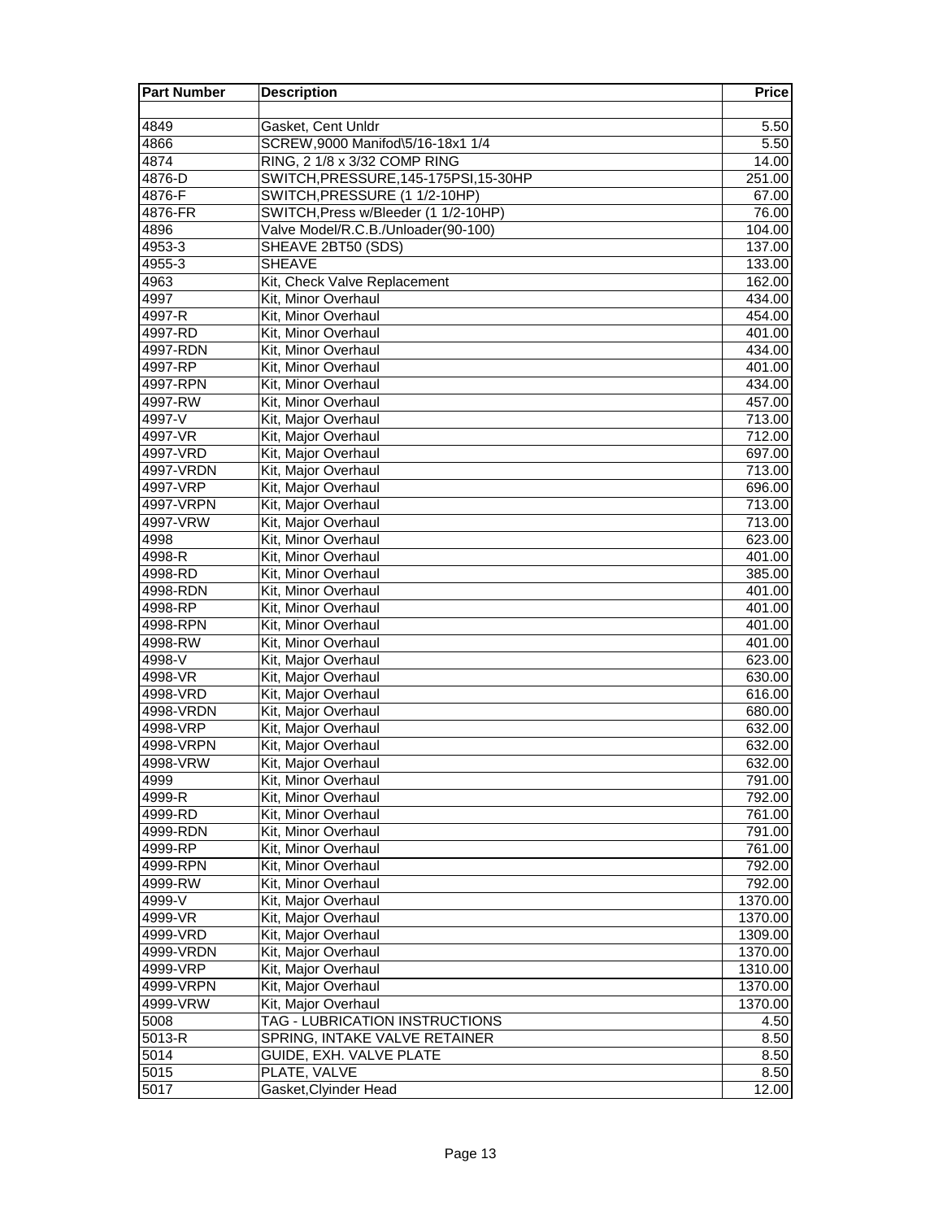| Part Number | Description | Price |
| --- | --- | --- |
| | | |
| 4849 | Gasket, Cent Unldr | 5.50 |
| 4866 | SCREW,9000 Manifod\5/16-18x1 1/4 | 5.50 |
| 4874 | RING, 2 1/8 x 3/32 COMP RING | 14.00 |
| 4876-D | SWITCH,PRESSURE,145-175PSI,15-30HP | 251.00 |
| 4876-F | SWITCH,PRESSURE (1 1/2-10HP) | 67.00 |
| 4876-FR | SWITCH,Press w/Bleeder (1 1/2-10HP) | 76.00 |
| 4896 | Valve Model/R.C.B./Unloader(90-100) | 104.00 |
| 4953-3 | SHEAVE 2BT50 (SDS) | 137.00 |
| 4955-3 | SHEAVE | 133.00 |
| 4963 | Kit, Check Valve Replacement | 162.00 |
| 4997 | Kit, Minor Overhaul | 434.00 |
| 4997-R | Kit, Minor Overhaul | 454.00 |
| 4997-RD | Kit, Minor Overhaul | 401.00 |
| 4997-RDN | Kit, Minor Overhaul | 434.00 |
| 4997-RP | Kit, Minor Overhaul | 401.00 |
| 4997-RPN | Kit, Minor Overhaul | 434.00 |
| 4997-RW | Kit, Minor Overhaul | 457.00 |
| 4997-V | Kit, Major Overhaul | 713.00 |
| 4997-VR | Kit, Major Overhaul | 712.00 |
| 4997-VRD | Kit, Major Overhaul | 697.00 |
| 4997-VRDN | Kit, Major Overhaul | 713.00 |
| 4997-VRP | Kit, Major Overhaul | 696.00 |
| 4997-VRPN | Kit, Major Overhaul | 713.00 |
| 4997-VRW | Kit, Major Overhaul | 713.00 |
| 4998 | Kit, Minor Overhaul | 623.00 |
| 4998-R | Kit, Minor Overhaul | 401.00 |
| 4998-RD | Kit, Minor Overhaul | 385.00 |
| 4998-RDN | Kit, Minor Overhaul | 401.00 |
| 4998-RP | Kit, Minor Overhaul | 401.00 |
| 4998-RPN | Kit, Minor Overhaul | 401.00 |
| 4998-RW | Kit, Minor Overhaul | 401.00 |
| 4998-V | Kit, Major Overhaul | 623.00 |
| 4998-VR | Kit, Major Overhaul | 630.00 |
| 4998-VRD | Kit, Major Overhaul | 616.00 |
| 4998-VRDN | Kit, Major Overhaul | 680.00 |
| 4998-VRP | Kit, Major Overhaul | 632.00 |
| 4998-VRPN | Kit, Major Overhaul | 632.00 |
| 4998-VRW | Kit, Major Overhaul | 632.00 |
| 4999 | Kit, Minor Overhaul | 791.00 |
| 4999-R | Kit, Minor Overhaul | 792.00 |
| 4999-RD | Kit, Minor Overhaul | 761.00 |
| 4999-RDN | Kit, Minor Overhaul | 791.00 |
| 4999-RP | Kit, Minor Overhaul | 761.00 |
| 4999-RPN | Kit, Minor Overhaul | 792.00 |
| 4999-RW | Kit, Minor Overhaul | 792.00 |
| 4999-V | Kit, Major Overhaul | 1370.00 |
| 4999-VR | Kit, Major Overhaul | 1370.00 |
| 4999-VRD | Kit, Major Overhaul | 1309.00 |
| 4999-VRDN | Kit, Major Overhaul | 1370.00 |
| 4999-VRP | Kit, Major Overhaul | 1310.00 |
| 4999-VRPN | Kit, Major Overhaul | 1370.00 |
| 4999-VRW | Kit, Major Overhaul | 1370.00 |
| 5008 | TAG - LUBRICATION INSTRUCTIONS | 4.50 |
| 5013-R | SPRING, INTAKE VALVE RETAINER | 8.50 |
| 5014 | GUIDE, EXH. VALVE PLATE | 8.50 |
| 5015 | PLATE, VALVE | 8.50 |
| 5017 | Gasket,Clyinder Head | 12.00 |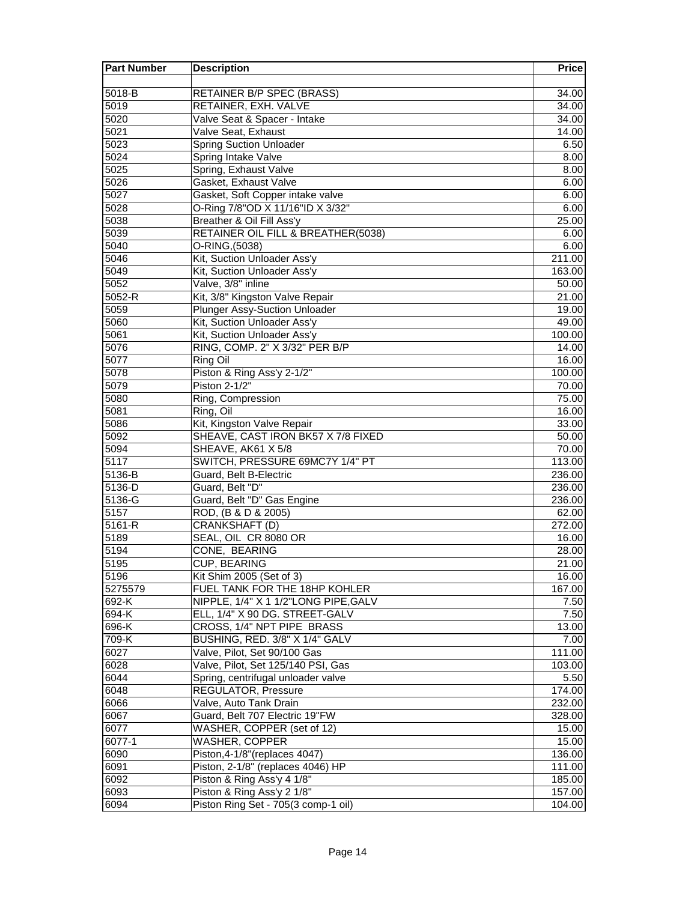| Part Number | Description | Price |
|---|---|---|
| | | |
| 5018-B | RETAINER B/P SPEC (BRASS) | 34.00 |
| 5019 | RETAINER, EXH. VALVE | 34.00 |
| 5020 | Valve Seat & Spacer - Intake | 34.00 |
| 5021 | Valve Seat, Exhaust | 14.00 |
| 5023 | Spring Suction Unloader | 6.50 |
| 5024 | Spring Intake Valve | 8.00 |
| 5025 | Spring, Exhaust Valve | 8.00 |
| 5026 | Gasket, Exhaust Valve | 6.00 |
| 5027 | Gasket, Soft Copper intake valve | 6.00 |
| 5028 | O-Ring 7/8"OD X 11/16"ID X 3/32" | 6.00 |
| 5038 | Breather & Oil Fill Ass'y | 25.00 |
| 5039 | RETAINER OIL FILL & BREATHER(5038) | 6.00 |
| 5040 | O-RING,(5038) | 6.00 |
| 5046 | Kit, Suction Unloader Ass'y | 211.00 |
| 5049 | Kit, Suction Unloader Ass'y | 163.00 |
| 5052 | Valve, 3/8" inline | 50.00 |
| 5052-R | Kit, 3/8" Kingston Valve Repair | 21.00 |
| 5059 | Plunger Assy-Suction Unloader | 19.00 |
| 5060 | Kit, Suction Unloader Ass'y | 49.00 |
| 5061 | Kit, Suction Unloader Ass'y | 100.00 |
| 5076 | RING, COMP. 2" X 3/32" PER B/P | 14.00 |
| 5077 | Ring Oil | 16.00 |
| 5078 | Piston & Ring Ass'y 2-1/2" | 100.00 |
| 5079 | Piston 2-1/2" | 70.00 |
| 5080 | Ring, Compression | 75.00 |
| 5081 | Ring, Oil | 16.00 |
| 5086 | Kit, Kingston Valve Repair | 33.00 |
| 5092 | SHEAVE, CAST IRON BK57 X 7/8 FIXED | 50.00 |
| 5094 | SHEAVE, AK61 X 5/8 | 70.00 |
| 5117 | SWITCH, PRESSURE 69MC7Y 1/4" PT | 113.00 |
| 5136-B | Guard, Belt B-Electric | 236.00 |
| 5136-D | Guard, Belt "D" | 236.00 |
| 5136-G | Guard, Belt "D" Gas Engine | 236.00 |
| 5157 | ROD, (B & D & 2005) | 62.00 |
| 5161-R | CRANKSHAFT (D) | 272.00 |
| 5189 | SEAL, OIL CR 8080 OR | 16.00 |
| 5194 | CONE, BEARING | 28.00 |
| 5195 | CUP, BEARING | 21.00 |
| 5196 | Kit Shim 2005 (Set of 3) | 16.00 |
| 5275579 | FUEL TANK FOR THE 18HP KOHLER | 167.00 |
| 692-K | NIPPLE, 1/4" X 1 1/2"LONG PIPE,GALV | 7.50 |
| 694-K | ELL, 1/4" X 90 DG. STREET-GALV | 7.50 |
| 696-K | CROSS, 1/4" NPT PIPE BRASS | 13.00 |
| 709-K | BUSHING, RED. 3/8" X 1/4" GALV | 7.00 |
| 6027 | Valve, Pilot, Set 90/100 Gas | 111.00 |
| 6028 | Valve, Pilot, Set 125/140 PSI, Gas | 103.00 |
| 6044 | Spring, centrifugal unloader valve | 5.50 |
| 6048 | REGULATOR, Pressure | 174.00 |
| 6066 | Valve, Auto Tank Drain | 232.00 |
| 6067 | Guard, Belt 707 Electric 19"FW | 328.00 |
| 6077 | WASHER, COPPER (set of 12) | 15.00 |
| 6077-1 | WASHER, COPPER | 15.00 |
| 6090 | Piston,4-1/8"(replaces 4047) | 136.00 |
| 6091 | Piston, 2-1/8" (replaces 4046) HP | 111.00 |
| 6092 | Piston & Ring Ass'y 4 1/8" | 185.00 |
| 6093 | Piston & Ring Ass'y 2 1/8" | 157.00 |
| 6094 | Piston Ring Set - 705(3 comp-1 oil) | 104.00 |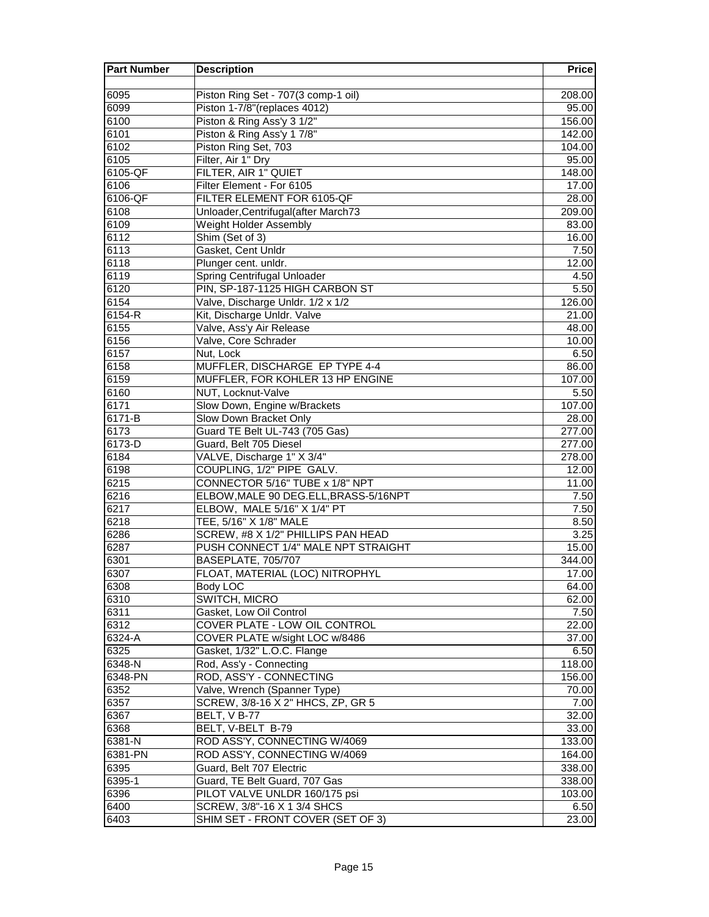| Part Number | Description | Price |
|---|---|---|
| | | |
| 6095 | Piston Ring Set - 707(3 comp-1 oil) | 208.00 |
| 6099 | Piston 1-7/8"(replaces 4012) | 95.00 |
| 6100 | Piston & Ring Ass'y 3 1/2" | 156.00 |
| 6101 | Piston & Ring Ass'y 1 7/8" | 142.00 |
| 6102 | Piston Ring Set, 703 | 104.00 |
| 6105 | Filter, Air 1" Dry | 95.00 |
| 6105-QF | FILTER, AIR 1" QUIET | 148.00 |
| 6106 | Filter Element - For 6105 | 17.00 |
| 6106-QF | FILTER ELEMENT FOR 6105-QF | 28.00 |
| 6108 | Unloader,Centrifugal(after March73 | 209.00 |
| 6109 | Weight Holder Assembly | 83.00 |
| 6112 | Shim (Set of 3) | 16.00 |
| 6113 | Gasket, Cent Unldr | 7.50 |
| 6118 | Plunger cent. unldr. | 12.00 |
| 6119 | Spring Centrifugal Unloader | 4.50 |
| 6120 | PIN, SP-187-1125 HIGH CARBON ST | 5.50 |
| 6154 | Valve, Discharge Unldr. 1/2 x 1/2 | 126.00 |
| 6154-R | Kit, Discharge Unldr. Valve | 21.00 |
| 6155 | Valve, Ass'y Air Release | 48.00 |
| 6156 | Valve, Core Schrader | 10.00 |
| 6157 | Nut, Lock | 6.50 |
| 6158 | MUFFLER, DISCHARGE EP TYPE 4-4 | 86.00 |
| 6159 | MUFFLER, FOR KOHLER 13 HP ENGINE | 107.00 |
| 6160 | NUT, Locknut-Valve | 5.50 |
| 6171 | Slow Down, Engine w/Brackets | 107.00 |
| 6171-B | Slow Down Bracket Only | 28.00 |
| 6173 | Guard TE Belt UL-743 (705 Gas) | 277.00 |
| 6173-D | Guard, Belt 705 Diesel | 277.00 |
| 6184 | VALVE, Discharge 1" X 3/4" | 278.00 |
| 6198 | COUPLING, 1/2" PIPE GALV. | 12.00 |
| 6215 | CONNECTOR 5/16" TUBE x 1/8" NPT | 11.00 |
| 6216 | ELBOW,MALE 90 DEG.ELL,BRASS-5/16NPT | 7.50 |
| 6217 | ELBOW, MALE 5/16" X 1/4" PT | 7.50 |
| 6218 | TEE, 5/16" X 1/8" MALE | 8.50 |
| 6286 | SCREW, #8 X 1/2" PHILLIPS PAN HEAD | 3.25 |
| 6287 | PUSH CONNECT 1/4" MALE NPT STRAIGHT | 15.00 |
| 6301 | BASEPLATE, 705/707 | 344.00 |
| 6307 | FLOAT, MATERIAL (LOC) NITROPHYL | 17.00 |
| 6308 | Body LOC | 64.00 |
| 6310 | SWITCH, MICRO | 62.00 |
| 6311 | Gasket, Low Oil Control | 7.50 |
| 6312 | COVER PLATE - LOW OIL CONTROL | 22.00 |
| 6324-A | COVER PLATE w/sight LOC w/8486 | 37.00 |
| 6325 | Gasket, 1/32" L.O.C. Flange | 6.50 |
| 6348-N | Rod, Ass'y - Connecting | 118.00 |
| 6348-PN | ROD, ASS'Y - CONNECTING | 156.00 |
| 6352 | Valve, Wrench (Spanner Type) | 70.00 |
| 6357 | SCREW, 3/8-16 X 2" HHCS, ZP, GR 5 | 7.00 |
| 6367 | BELT, V B-77 | 32.00 |
| 6368 | BELT, V-BELT B-79 | 33.00 |
| 6381-N | ROD ASS'Y, CONNECTING W/4069 | 133.00 |
| 6381-PN | ROD ASS'Y, CONNECTING W/4069 | 164.00 |
| 6395 | Guard, Belt 707 Electric | 338.00 |
| 6395-1 | Guard, TE Belt Guard, 707 Gas | 338.00 |
| 6396 | PILOT VALVE UNLDR 160/175 psi | 103.00 |
| 6400 | SCREW, 3/8"-16 X 1 3/4 SHCS | 6.50 |
| 6403 | SHIM SET - FRONT COVER (SET OF 3) | 23.00 |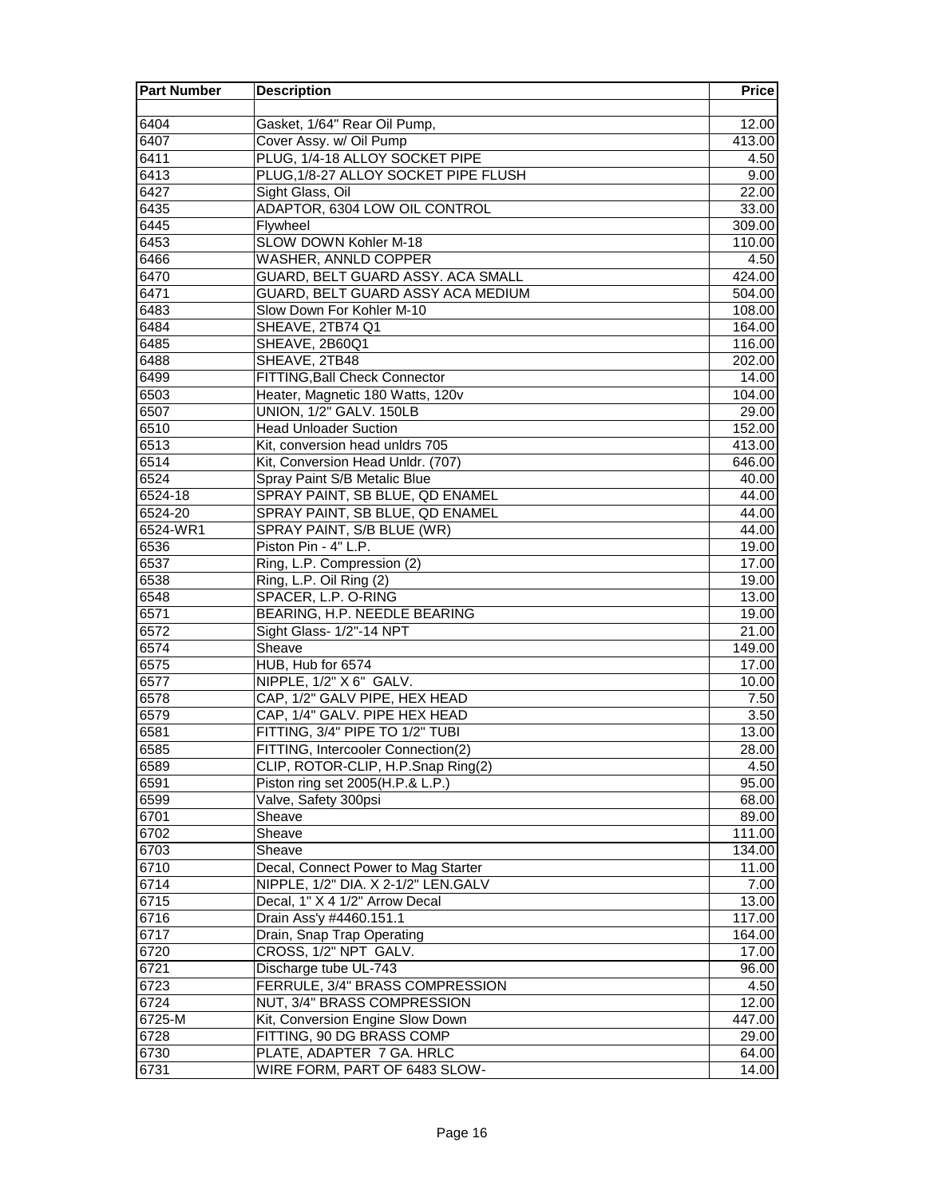| Part Number | Description | Price |
|---|---|---|
| | | |
| 6404 | Gasket, 1/64" Rear Oil Pump, | 12.00 |
| 6407 | Cover Assy. w/ Oil Pump | 413.00 |
| 6411 | PLUG, 1/4-18 ALLOY SOCKET PIPE | 4.50 |
| 6413 | PLUG,1/8-27 ALLOY SOCKET PIPE FLUSH | 9.00 |
| 6427 | Sight Glass, Oil | 22.00 |
| 6435 | ADAPTOR, 6304 LOW OIL CONTROL | 33.00 |
| 6445 | Flywheel | 309.00 |
| 6453 | SLOW DOWN Kohler M-18 | 110.00 |
| 6466 | WASHER, ANNLD COPPER | 4.50 |
| 6470 | GUARD, BELT GUARD ASSY. ACA SMALL | 424.00 |
| 6471 | GUARD, BELT GUARD ASSY ACA MEDIUM | 504.00 |
| 6483 | Slow Down For Kohler M-10 | 108.00 |
| 6484 | SHEAVE, 2TB74 Q1 | 164.00 |
| 6485 | SHEAVE, 2B60Q1 | 116.00 |
| 6488 | SHEAVE, 2TB48 | 202.00 |
| 6499 | FITTING,Ball Check Connector | 14.00 |
| 6503 | Heater, Magnetic 180 Watts, 120v | 104.00 |
| 6507 | UNION, 1/2" GALV. 150LB | 29.00 |
| 6510 | Head Unloader Suction | 152.00 |
| 6513 | Kit, conversion head unldrs 705 | 413.00 |
| 6514 | Kit, Conversion Head Unldr. (707) | 646.00 |
| 6524 | Spray Paint S/B Metalic Blue | 40.00 |
| 6524-18 | SPRAY PAINT, SB BLUE, QD ENAMEL | 44.00 |
| 6524-20 | SPRAY PAINT, SB BLUE, QD ENAMEL | 44.00 |
| 6524-WR1 | SPRAY PAINT, S/B BLUE (WR) | 44.00 |
| 6536 | Piston Pin - 4" L.P. | 19.00 |
| 6537 | Ring, L.P. Compression (2) | 17.00 |
| 6538 | Ring, L.P. Oil Ring (2) | 19.00 |
| 6548 | SPACER, L.P. O-RING | 13.00 |
| 6571 | BEARING, H.P. NEEDLE BEARING | 19.00 |
| 6572 | Sight Glass- 1/2"-14 NPT | 21.00 |
| 6574 | Sheave | 149.00 |
| 6575 | HUB, Hub for 6574 | 17.00 |
| 6577 | NIPPLE, 1/2" X 6" GALV. | 10.00 |
| 6578 | CAP, 1/2" GALV PIPE, HEX HEAD | 7.50 |
| 6579 | CAP, 1/4" GALV. PIPE HEX HEAD | 3.50 |
| 6581 | FITTING, 3/4" PIPE TO 1/2" TUBI | 13.00 |
| 6585 | FITTING, Intercooler Connection(2) | 28.00 |
| 6589 | CLIP, ROTOR-CLIP, H.P.Snap Ring(2) | 4.50 |
| 6591 | Piston ring set 2005(H.P.& L.P.) | 95.00 |
| 6599 | Valve, Safety 300psi | 68.00 |
| 6701 | Sheave | 89.00 |
| 6702 | Sheave | 111.00 |
| 6703 | Sheave | 134.00 |
| 6710 | Decal, Connect Power to Mag Starter | 11.00 |
| 6714 | NIPPLE, 1/2" DIA. X 2-1/2" LEN.GALV | 7.00 |
| 6715 | Decal, 1" X 4 1/2" Arrow Decal | 13.00 |
| 6716 | Drain Ass'y #4460.151.1 | 117.00 |
| 6717 | Drain, Snap Trap Operating | 164.00 |
| 6720 | CROSS, 1/2" NPT GALV. | 17.00 |
| 6721 | Discharge tube UL-743 | 96.00 |
| 6723 | FERRULE, 3/4" BRASS COMPRESSION | 4.50 |
| 6724 | NUT, 3/4" BRASS COMPRESSION | 12.00 |
| 6725-M | Kit, Conversion Engine Slow Down | 447.00 |
| 6728 | FITTING, 90 DG BRASS COMP | 29.00 |
| 6730 | PLATE, ADAPTER 7 GA. HRLC | 64.00 |
| 6731 | WIRE FORM, PART OF 6483 SLOW- | 14.00 |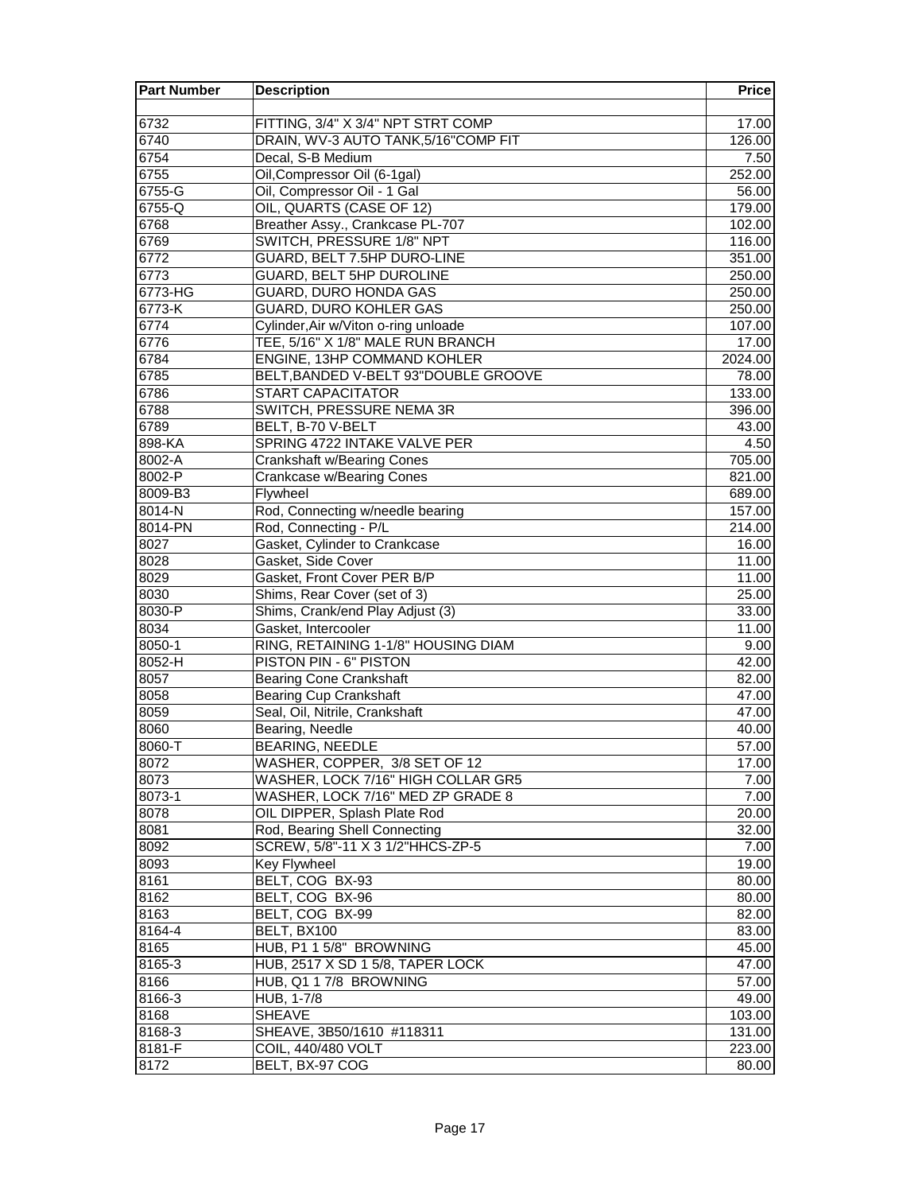| Part Number | Description | Price |
|---|---|---|
| | | |
| 6732 | FITTING, 3/4" X 3/4" NPT STRT COMP | 17.00 |
| 6740 | DRAIN, WV-3 AUTO TANK,5/16"COMP FIT | 126.00 |
| 6754 | Decal, S-B Medium | 7.50 |
| 6755 | Oil,Compressor Oil (6-1gal) | 252.00 |
| 6755-G | Oil, Compressor Oil - 1 Gal | 56.00 |
| 6755-Q | OIL, QUARTS (CASE OF 12) | 179.00 |
| 6768 | Breather Assy., Crankcase PL-707 | 102.00 |
| 6769 | SWITCH, PRESSURE 1/8" NPT | 116.00 |
| 6772 | GUARD, BELT 7.5HP DURO-LINE | 351.00 |
| 6773 | GUARD, BELT 5HP DUROLINE | 250.00 |
| 6773-HG | GUARD, DURO HONDA GAS | 250.00 |
| 6773-K | GUARD, DURO KOHLER GAS | 250.00 |
| 6774 | Cylinder,Air w/Viton o-ring unloade | 107.00 |
| 6776 | TEE, 5/16" X 1/8" MALE RUN BRANCH | 17.00 |
| 6784 | ENGINE, 13HP COMMAND KOHLER | 2024.00 |
| 6785 | BELT,BANDED V-BELT 93"DOUBLE GROOVE | 78.00 |
| 6786 | START CAPACITATOR | 133.00 |
| 6788 | SWITCH, PRESSURE NEMA 3R | 396.00 |
| 6789 | BELT, B-70 V-BELT | 43.00 |
| 898-KA | SPRING 4722 INTAKE VALVE PER | 4.50 |
| 8002-A | Crankshaft w/Bearing Cones | 705.00 |
| 8002-P | Crankcase w/Bearing Cones | 821.00 |
| 8009-B3 | Flywheel | 689.00 |
| 8014-N | Rod, Connecting w/needle bearing | 157.00 |
| 8014-PN | Rod, Connecting - P/L | 214.00 |
| 8027 | Gasket, Cylinder to Crankcase | 16.00 |
| 8028 | Gasket, Side Cover | 11.00 |
| 8029 | Gasket, Front Cover PER B/P | 11.00 |
| 8030 | Shims, Rear Cover (set of 3) | 25.00 |
| 8030-P | Shims, Crank/end Play Adjust (3) | 33.00 |
| 8034 | Gasket, Intercooler | 11.00 |
| 8050-1 | RING, RETAINING 1-1/8" HOUSING DIAM | 9.00 |
| 8052-H | PISTON PIN - 6" PISTON | 42.00 |
| 8057 | Bearing Cone Crankshaft | 82.00 |
| 8058 | Bearing Cup Crankshaft | 47.00 |
| 8059 | Seal, Oil, Nitrile, Crankshaft | 47.00 |
| 8060 | Bearing, Needle | 40.00 |
| 8060-T | BEARING, NEEDLE | 57.00 |
| 8072 | WASHER, COPPER, 3/8 SET OF 12 | 17.00 |
| 8073 | WASHER, LOCK 7/16" HIGH COLLAR GR5 | 7.00 |
| 8073-1 | WASHER, LOCK 7/16" MED ZP GRADE 8 | 7.00 |
| 8078 | OIL DIPPER, Splash Plate Rod | 20.00 |
| 8081 | Rod, Bearing Shell Connecting | 32.00 |
| 8092 | SCREW, 5/8"-11 X 3 1/2"HHCS-ZP-5 | 7.00 |
| 8093 | Key Flywheel | 19.00 |
| 8161 | BELT, COG BX-93 | 80.00 |
| 8162 | BELT, COG BX-96 | 80.00 |
| 8163 | BELT, COG BX-99 | 82.00 |
| 8164-4 | BELT, BX100 | 83.00 |
| 8165 | HUB, P1 1 5/8" BROWNING | 45.00 |
| 8165-3 | HUB, 2517 X SD 1 5/8, TAPER LOCK | 47.00 |
| 8166 | HUB, Q1 1 7/8 BROWNING | 57.00 |
| 8166-3 | HUB, 1-7/8 | 49.00 |
| 8168 | SHEAVE | 103.00 |
| 8168-3 | SHEAVE, 3B50/1610 #118311 | 131.00 |
| 8181-F | COIL, 440/480 VOLT | 223.00 |
| 8172 | BELT, BX-97 COG | 80.00 |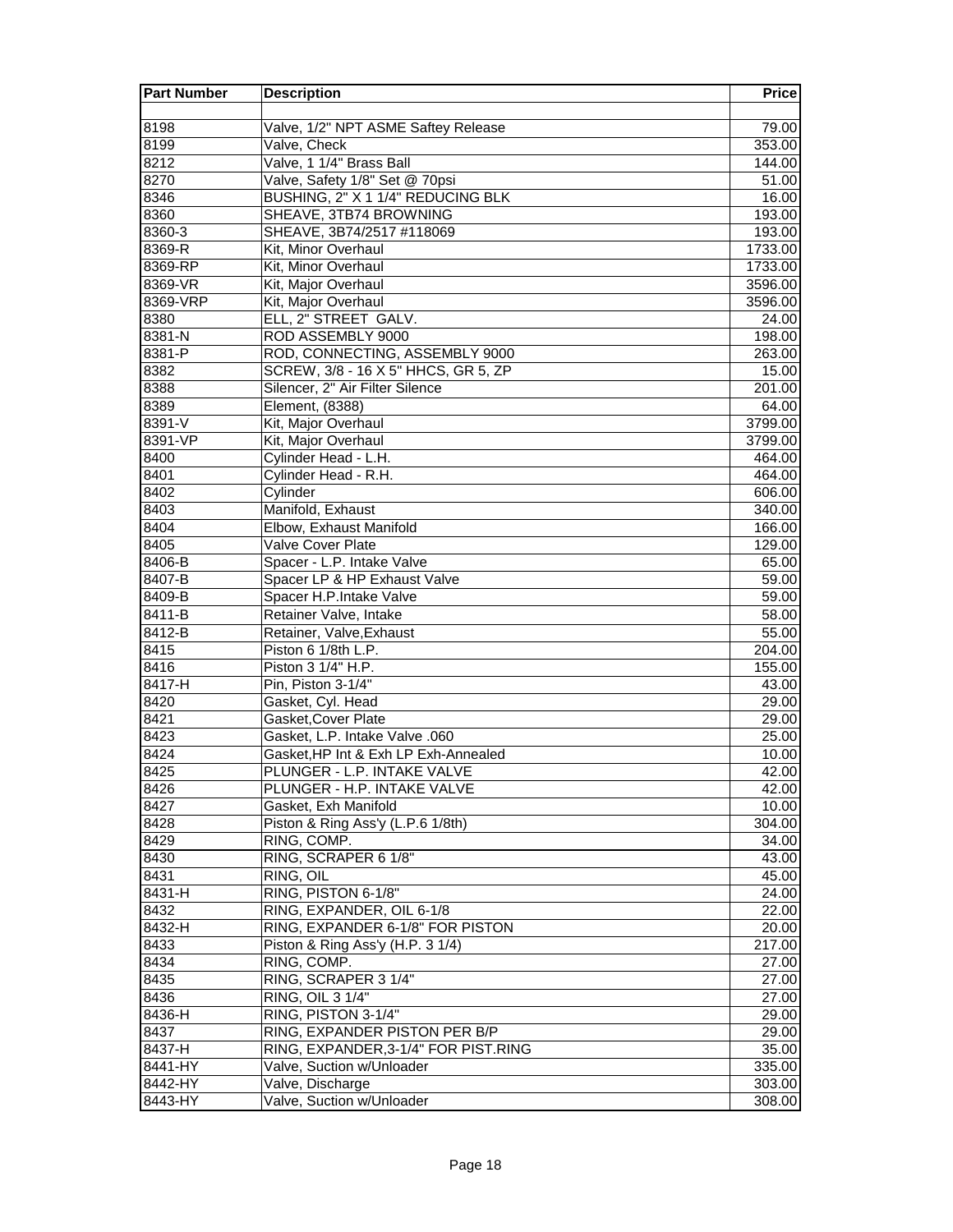| Part Number | Description | Price |
| --- | --- | --- |
| | | |
| 8198 | Valve, 1/2" NPT ASME Saftey Release | 79.00 |
| 8199 | Valve, Check | 353.00 |
| 8212 | Valve, 1 1/4" Brass Ball | 144.00 |
| 8270 | Valve, Safety 1/8" Set @ 70psi | 51.00 |
| 8346 | BUSHING, 2" X 1 1/4" REDUCING BLK | 16.00 |
| 8360 | SHEAVE, 3TB74 BROWNING | 193.00 |
| 8360-3 | SHEAVE, 3B74/2517 #118069 | 193.00 |
| 8369-R | Kit, Minor Overhaul | 1733.00 |
| 8369-RP | Kit, Minor Overhaul | 1733.00 |
| 8369-VR | Kit, Major Overhaul | 3596.00 |
| 8369-VRP | Kit, Major Overhaul | 3596.00 |
| 8380 | ELL, 2" STREET GALV. | 24.00 |
| 8381-N | ROD ASSEMBLY 9000 | 198.00 |
| 8381-P | ROD, CONNECTING, ASSEMBLY 9000 | 263.00 |
| 8382 | SCREW, 3/8 - 16 X 5" HHCS, GR 5, ZP | 15.00 |
| 8388 | Silencer, 2" Air Filter Silence | 201.00 |
| 8389 | Element, (8388) | 64.00 |
| 8391-V | Kit, Major Overhaul | 3799.00 |
| 8391-VP | Kit, Major Overhaul | 3799.00 |
| 8400 | Cylinder Head - L.H. | 464.00 |
| 8401 | Cylinder Head - R.H. | 464.00 |
| 8402 | Cylinder | 606.00 |
| 8403 | Manifold, Exhaust | 340.00 |
| 8404 | Elbow, Exhaust Manifold | 166.00 |
| 8405 | Valve Cover Plate | 129.00 |
| 8406-B | Spacer - L.P. Intake Valve | 65.00 |
| 8407-B | Spacer LP & HP Exhaust Valve | 59.00 |
| 8409-B | Spacer H.P.Intake Valve | 59.00 |
| 8411-B | Retainer Valve, Intake | 58.00 |
| 8412-B | Retainer, Valve,Exhaust | 55.00 |
| 8415 | Piston 6 1/8th L.P. | 204.00 |
| 8416 | Piston 3 1/4" H.P. | 155.00 |
| 8417-H | Pin, Piston 3-1/4" | 43.00 |
| 8420 | Gasket, Cyl. Head | 29.00 |
| 8421 | Gasket,Cover Plate | 29.00 |
| 8423 | Gasket, L.P. Intake Valve .060 | 25.00 |
| 8424 | Gasket,HP Int & Exh LP Exh-Annealed | 10.00 |
| 8425 | PLUNGER - L.P. INTAKE VALVE | 42.00 |
| 8426 | PLUNGER - H.P. INTAKE VALVE | 42.00 |
| 8427 | Gasket, Exh Manifold | 10.00 |
| 8428 | Piston & Ring Ass'y (L.P.6 1/8th) | 304.00 |
| 8429 | RING, COMP. | 34.00 |
| 8430 | RING, SCRAPER 6 1/8" | 43.00 |
| 8431 | RING, OIL | 45.00 |
| 8431-H | RING, PISTON 6-1/8" | 24.00 |
| 8432 | RING, EXPANDER, OIL 6-1/8 | 22.00 |
| 8432-H | RING, EXPANDER 6-1/8" FOR PISTON | 20.00 |
| 8433 | Piston & Ring Ass'y (H.P. 3 1/4) | 217.00 |
| 8434 | RING, COMP. | 27.00 |
| 8435 | RING, SCRAPER 3 1/4" | 27.00 |
| 8436 | RING, OIL 3 1/4" | 27.00 |
| 8436-H | RING, PISTON 3-1/4" | 29.00 |
| 8437 | RING, EXPANDER PISTON PER B/P | 29.00 |
| 8437-H | RING, EXPANDER,3-1/4" FOR PIST.RING | 35.00 |
| 8441-HY | Valve, Suction w/Unloader | 335.00 |
| 8442-HY | Valve, Discharge | 303.00 |
| 8443-HY | Valve, Suction w/Unloader | 308.00 |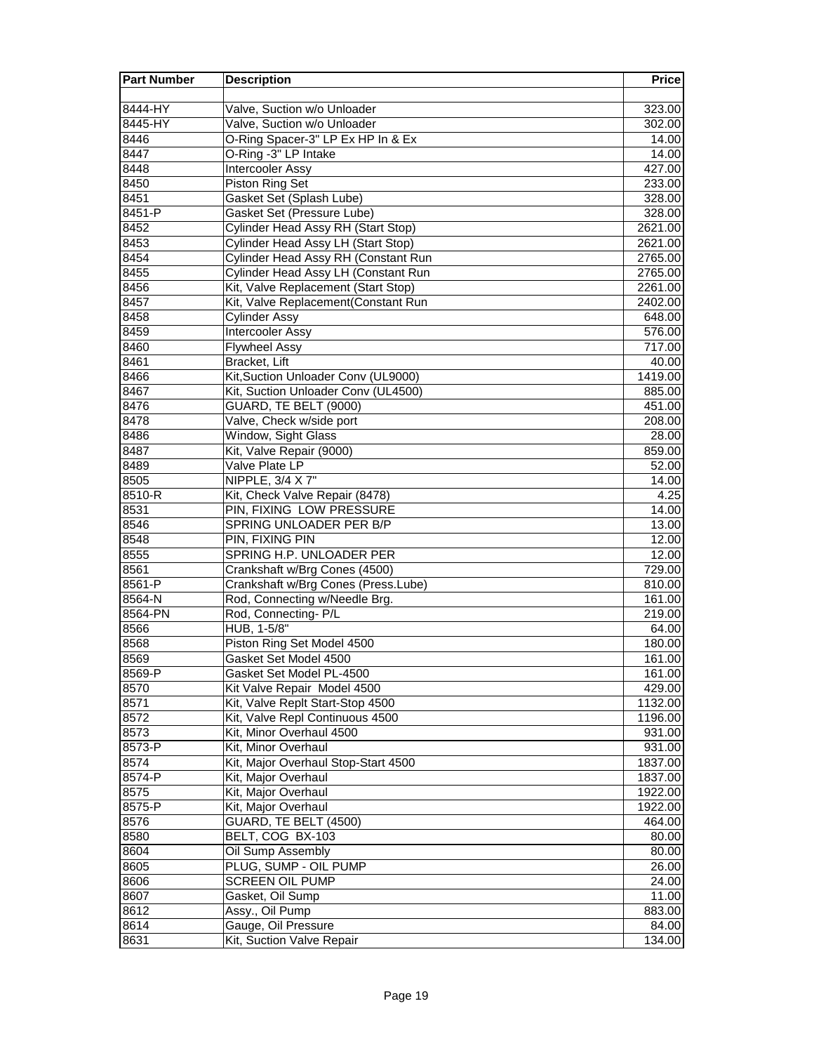| Part Number | Description | Price |
|---|---|---|
| | | |
| 8444-HY | Valve, Suction w/o Unloader | 323.00 |
| 8445-HY | Valve, Suction w/o Unloader | 302.00 |
| 8446 | O-Ring Spacer-3" LP Ex HP In & Ex | 14.00 |
| 8447 | O-Ring -3" LP Intake | 14.00 |
| 8448 | Intercooler Assy | 427.00 |
| 8450 | Piston Ring Set | 233.00 |
| 8451 | Gasket Set (Splash Lube) | 328.00 |
| 8451-P | Gasket Set (Pressure Lube) | 328.00 |
| 8452 | Cylinder Head Assy RH (Start Stop) | 2621.00 |
| 8453 | Cylinder Head Assy LH (Start Stop) | 2621.00 |
| 8454 | Cylinder Head Assy RH (Constant Run | 2765.00 |
| 8455 | Cylinder Head Assy LH (Constant Run | 2765.00 |
| 8456 | Kit, Valve Replacement (Start Stop) | 2261.00 |
| 8457 | Kit, Valve Replacement(Constant Run | 2402.00 |
| 8458 | Cylinder Assy | 648.00 |
| 8459 | Intercooler Assy | 576.00 |
| 8460 | Flywheel Assy | 717.00 |
| 8461 | Bracket, Lift | 40.00 |
| 8466 | Kit,Suction Unloader Conv (UL9000) | 1419.00 |
| 8467 | Kit, Suction Unloader Conv (UL4500) | 885.00 |
| 8476 | GUARD, TE BELT (9000) | 451.00 |
| 8478 | Valve, Check w/side port | 208.00 |
| 8486 | Window, Sight Glass | 28.00 |
| 8487 | Kit, Valve Repair (9000) | 859.00 |
| 8489 | Valve Plate LP | 52.00 |
| 8505 | NIPPLE, 3/4 X 7" | 14.00 |
| 8510-R | Kit, Check Valve Repair (8478) | 4.25 |
| 8531 | PIN, FIXING LOW PRESSURE | 14.00 |
| 8546 | SPRING UNLOADER PER B/P | 13.00 |
| 8548 | PIN, FIXING PIN | 12.00 |
| 8555 | SPRING H.P. UNLOADER PER | 12.00 |
| 8561 | Crankshaft w/Brg Cones (4500) | 729.00 |
| 8561-P | Crankshaft w/Brg Cones (Press.Lube) | 810.00 |
| 8564-N | Rod, Connecting w/Needle Brg. | 161.00 |
| 8564-PN | Rod, Connecting- P/L | 219.00 |
| 8566 | HUB, 1-5/8" | 64.00 |
| 8568 | Piston Ring Set Model 4500 | 180.00 |
| 8569 | Gasket Set Model 4500 | 161.00 |
| 8569-P | Gasket Set Model PL-4500 | 161.00 |
| 8570 | Kit Valve Repair Model 4500 | 429.00 |
| 8571 | Kit, Valve Replt Start-Stop 4500 | 1132.00 |
| 8572 | Kit, Valve Repl Continuous 4500 | 1196.00 |
| 8573 | Kit, Minor Overhaul 4500 | 931.00 |
| 8573-P | Kit, Minor Overhaul | 931.00 |
| 8574 | Kit, Major Overhaul Stop-Start 4500 | 1837.00 |
| 8574-P | Kit, Major Overhaul | 1837.00 |
| 8575 | Kit, Major Overhaul | 1922.00 |
| 8575-P | Kit, Major Overhaul | 1922.00 |
| 8576 | GUARD, TE BELT (4500) | 464.00 |
| 8580 | BELT, COG BX-103 | 80.00 |
| 8604 | Oil Sump Assembly | 80.00 |
| 8605 | PLUG, SUMP - OIL PUMP | 26.00 |
| 8606 | SCREEN OIL PUMP | 24.00 |
| 8607 | Gasket, Oil Sump | 11.00 |
| 8612 | Assy., Oil Pump | 883.00 |
| 8614 | Gauge, Oil Pressure | 84.00 |
| 8631 | Kit, Suction Valve Repair | 134.00 |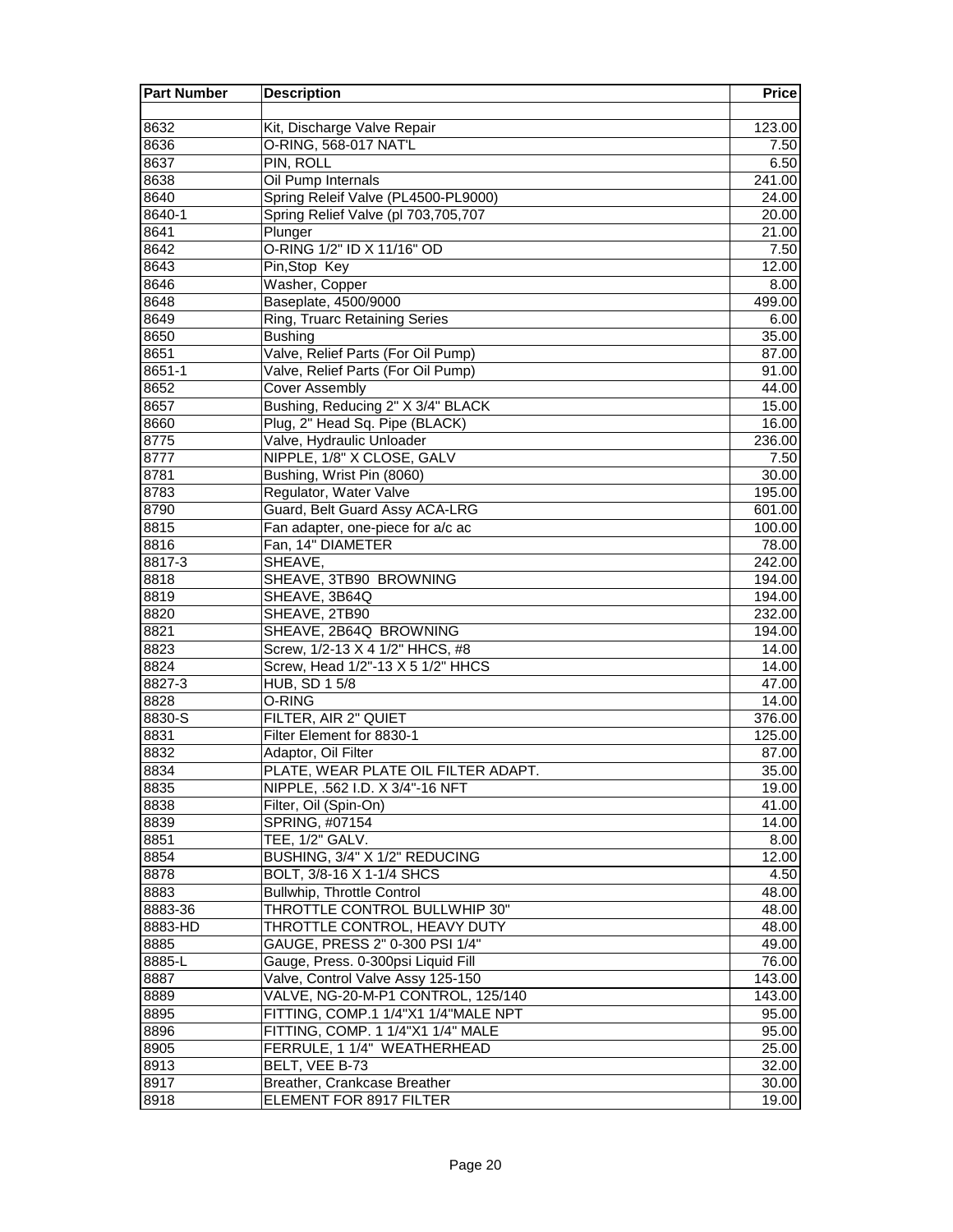| Part Number | Description | Price |
|---|---|---|
| | | |
| 8632 | Kit, Discharge Valve Repair | 123.00 |
| 8636 | O-RING, 568-017 NAT'L | 7.50 |
| 8637 | PIN, ROLL | 6.50 |
| 8638 | Oil Pump Internals | 241.00 |
| 8640 | Spring Releif Valve (PL4500-PL9000) | 24.00 |
| 8640-1 | Spring Relief Valve (pl 703,705,707 | 20.00 |
| 8641 | Plunger | 21.00 |
| 8642 | O-RING 1/2" ID X 11/16" OD | 7.50 |
| 8643 | Pin,Stop Key | 12.00 |
| 8646 | Washer, Copper | 8.00 |
| 8648 | Baseplate, 4500/9000 | 499.00 |
| 8649 | Ring, Truarc Retaining Series | 6.00 |
| 8650 | Bushing | 35.00 |
| 8651 | Valve, Relief Parts (For Oil Pump) | 87.00 |
| 8651-1 | Valve, Relief Parts (For Oil Pump) | 91.00 |
| 8652 | Cover Assembly | 44.00 |
| 8657 | Bushing, Reducing 2" X 3/4" BLACK | 15.00 |
| 8660 | Plug, 2" Head Sq. Pipe (BLACK) | 16.00 |
| 8775 | Valve, Hydraulic Unloader | 236.00 |
| 8777 | NIPPLE, 1/8" X CLOSE, GALV | 7.50 |
| 8781 | Bushing, Wrist Pin (8060) | 30.00 |
| 8783 | Regulator, Water Valve | 195.00 |
| 8790 | Guard, Belt Guard Assy ACA-LRG | 601.00 |
| 8815 | Fan adapter, one-piece for a/c ac | 100.00 |
| 8816 | Fan, 14" DIAMETER | 78.00 |
| 8817-3 | SHEAVE, | 242.00 |
| 8818 | SHEAVE, 3TB90 BROWNING | 194.00 |
| 8819 | SHEAVE, 3B64Q | 194.00 |
| 8820 | SHEAVE, 2TB90 | 232.00 |
| 8821 | SHEAVE, 2B64Q BROWNING | 194.00 |
| 8823 | Screw, 1/2-13 X 4 1/2" HHCS, #8 | 14.00 |
| 8824 | Screw, Head 1/2"-13 X 5 1/2" HHCS | 14.00 |
| 8827-3 | HUB, SD 1 5/8 | 47.00 |
| 8828 | O-RING | 14.00 |
| 8830-S | FILTER, AIR 2" QUIET | 376.00 |
| 8831 | Filter Element for 8830-1 | 125.00 |
| 8832 | Adaptor, Oil Filter | 87.00 |
| 8834 | PLATE, WEAR PLATE OIL FILTER ADAPT. | 35.00 |
| 8835 | NIPPLE, .562 I.D. X 3/4"-16 NFT | 19.00 |
| 8838 | Filter, Oil (Spin-On) | 41.00 |
| 8839 | SPRING, #07154 | 14.00 |
| 8851 | TEE, 1/2" GALV. | 8.00 |
| 8854 | BUSHING, 3/4" X 1/2" REDUCING | 12.00 |
| 8878 | BOLT, 3/8-16 X 1-1/4 SHCS | 4.50 |
| 8883 | Bullwhip, Throttle Control | 48.00 |
| 8883-36 | THROTTLE CONTROL BULLWHIP 30" | 48.00 |
| 8883-HD | THROTTLE CONTROL, HEAVY DUTY | 48.00 |
| 8885 | GAUGE, PRESS 2" 0-300 PSI 1/4" | 49.00 |
| 8885-L | Gauge, Press. 0-300psi Liquid Fill | 76.00 |
| 8887 | Valve, Control Valve Assy 125-150 | 143.00 |
| 8889 | VALVE, NG-20-M-P1 CONTROL, 125/140 | 143.00 |
| 8895 | FITTING, COMP.1 1/4"X1 1/4"MALE NPT | 95.00 |
| 8896 | FITTING, COMP. 1 1/4"X1 1/4" MALE | 95.00 |
| 8905 | FERRULE, 1 1/4" WEATHERHEAD | 25.00 |
| 8913 | BELT, VEE B-73 | 32.00 |
| 8917 | Breather, Crankcase Breather | 30.00 |
| 8918 | ELEMENT FOR 8917 FILTER | 19.00 |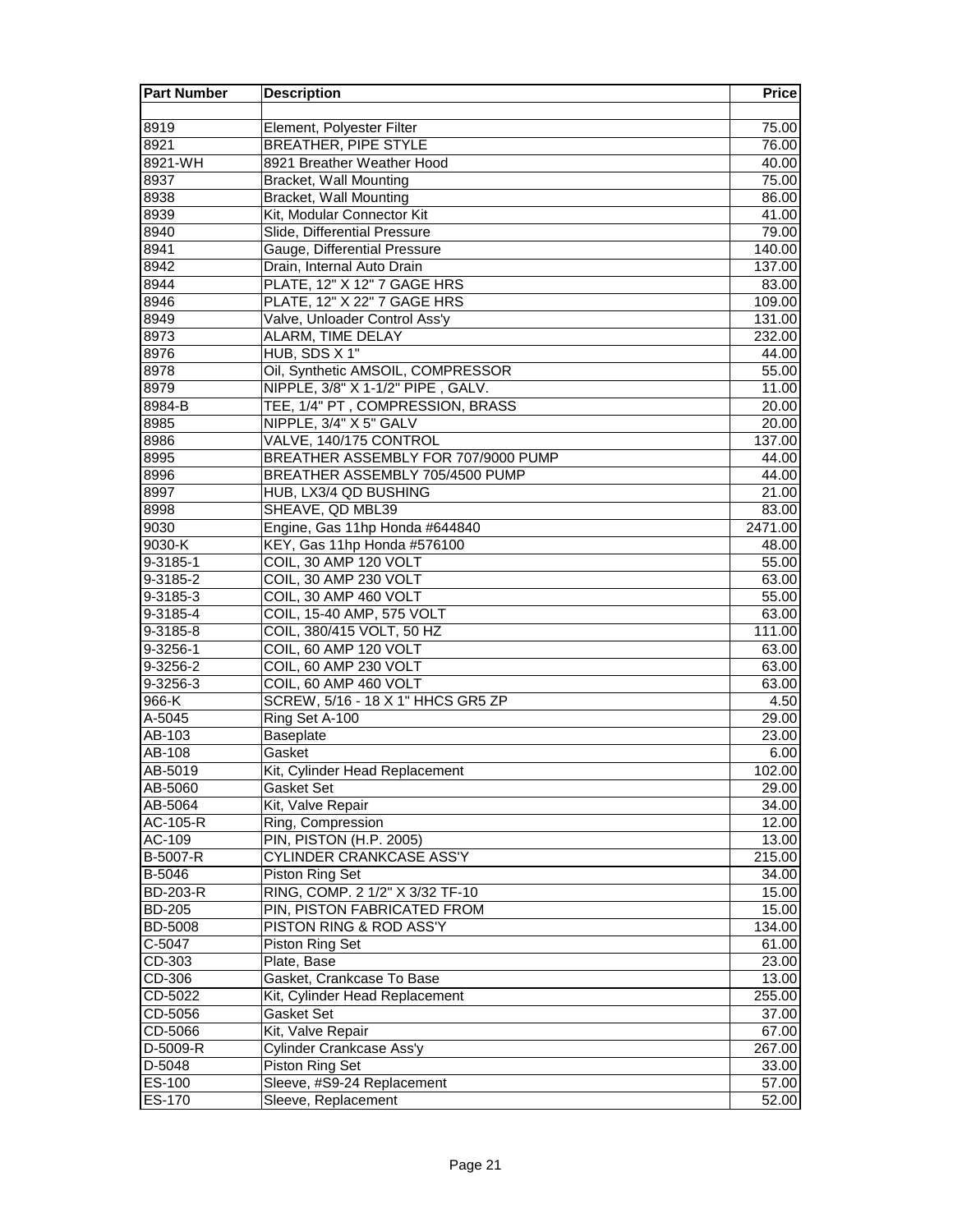| Part Number | Description | Price |
|---|---|---|
| | | |
| 8919 | Element, Polyester Filter | 75.00 |
| 8921 | BREATHER, PIPE STYLE | 76.00 |
| 8921-WH | 8921 Breather Weather Hood | 40.00 |
| 8937 | Bracket, Wall Mounting | 75.00 |
| 8938 | Bracket, Wall Mounting | 86.00 |
| 8939 | Kit, Modular Connector Kit | 41.00 |
| 8940 | Slide, Differential Pressure | 79.00 |
| 8941 | Gauge, Differential Pressure | 140.00 |
| 8942 | Drain, Internal Auto Drain | 137.00 |
| 8944 | PLATE, 12" X 12" 7 GAGE HRS | 83.00 |
| 8946 | PLATE, 12" X 22" 7 GAGE HRS | 109.00 |
| 8949 | Valve, Unloader Control Ass'y | 131.00 |
| 8973 | ALARM, TIME DELAY | 232.00 |
| 8976 | HUB, SDS X 1" | 44.00 |
| 8978 | Oil, Synthetic AMSOIL, COMPRESSOR | 55.00 |
| 8979 | NIPPLE, 3/8" X 1-1/2" PIPE , GALV. | 11.00 |
| 8984-B | TEE, 1/4" PT , COMPRESSION, BRASS | 20.00 |
| 8985 | NIPPLE, 3/4" X 5" GALV | 20.00 |
| 8986 | VALVE, 140/175 CONTROL | 137.00 |
| 8995 | BREATHER ASSEMBLY FOR 707/9000 PUMP | 44.00 |
| 8996 | BREATHER ASSEMBLY 705/4500 PUMP | 44.00 |
| 8997 | HUB, LX3/4 QD BUSHING | 21.00 |
| 8998 | SHEAVE, QD MBL39 | 83.00 |
| 9030 | Engine, Gas 11hp Honda #644840 | 2471.00 |
| 9030-K | KEY, Gas 11hp Honda #576100 | 48.00 |
| 9-3185-1 | COIL, 30 AMP 120 VOLT | 55.00 |
| 9-3185-2 | COIL, 30 AMP 230 VOLT | 63.00 |
| 9-3185-3 | COIL, 30 AMP 460 VOLT | 55.00 |
| 9-3185-4 | COIL, 15-40 AMP, 575 VOLT | 63.00 |
| 9-3185-8 | COIL, 380/415 VOLT, 50 HZ | 111.00 |
| 9-3256-1 | COIL, 60 AMP 120 VOLT | 63.00 |
| 9-3256-2 | COIL, 60 AMP 230 VOLT | 63.00 |
| 9-3256-3 | COIL, 60 AMP 460 VOLT | 63.00 |
| 966-K | SCREW, 5/16 - 18 X 1" HHCS GR5 ZP | 4.50 |
| A-5045 | Ring Set A-100 | 29.00 |
| AB-103 | Baseplate | 23.00 |
| AB-108 | Gasket | 6.00 |
| AB-5019 | Kit, Cylinder Head Replacement | 102.00 |
| AB-5060 | Gasket Set | 29.00 |
| AB-5064 | Kit, Valve Repair | 34.00 |
| AC-105-R | Ring, Compression | 12.00 |
| AC-109 | PIN, PISTON (H.P. 2005) | 13.00 |
| B-5007-R | CYLINDER CRANKCASE ASS'Y | 215.00 |
| B-5046 | Piston Ring Set | 34.00 |
| BD-203-R | RING, COMP. 2 1/2" X 3/32 TF-10 | 15.00 |
| BD-205 | PIN, PISTON FABRICATED FROM | 15.00 |
| BD-5008 | PISTON RING & ROD ASS'Y | 134.00 |
| C-5047 | Piston Ring Set | 61.00 |
| CD-303 | Plate, Base | 23.00 |
| CD-306 | Gasket, Crankcase To Base | 13.00 |
| CD-5022 | Kit, Cylinder Head Replacement | 255.00 |
| CD-5056 | Gasket Set | 37.00 |
| CD-5066 | Kit, Valve Repair | 67.00 |
| D-5009-R | Cylinder Crankcase Ass'y | 267.00 |
| D-5048 | Piston Ring Set | 33.00 |
| ES-100 | Sleeve, #S9-24 Replacement | 57.00 |
| ES-170 | Sleeve, Replacement | 52.00 |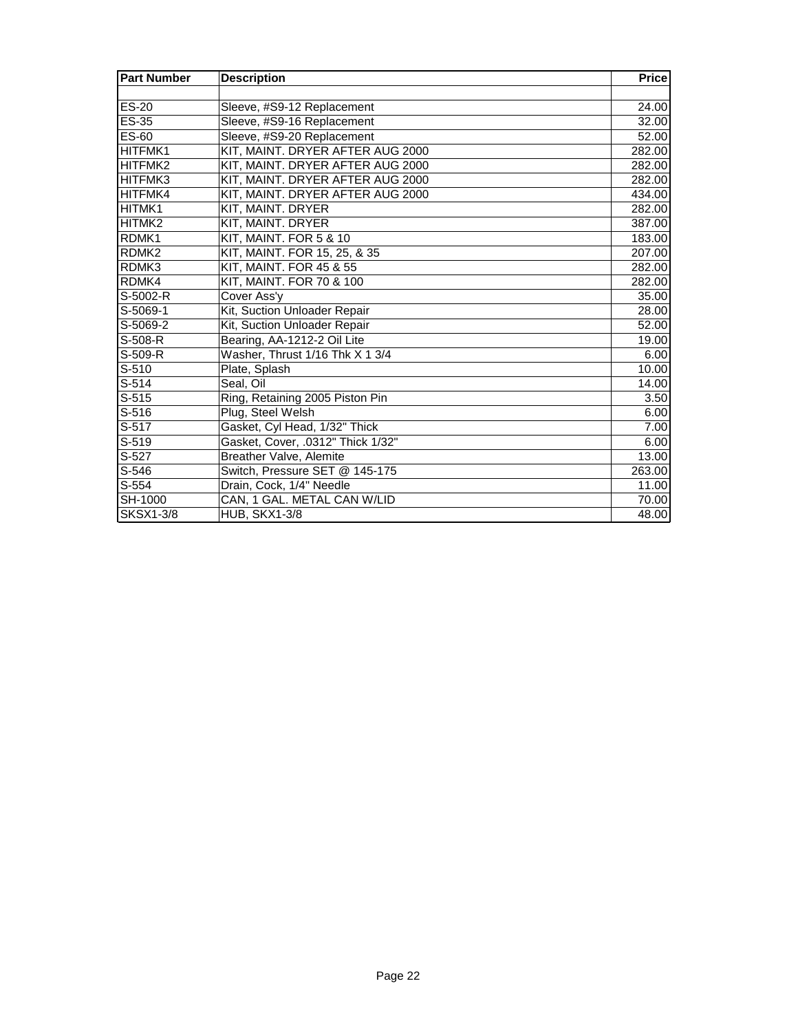| Part Number | Description | Price |
|---|---|---|
| | | |
| ES-20 | Sleeve, #S9-12 Replacement | 24.00 |
| ES-35 | Sleeve, #S9-16 Replacement | 32.00 |
| ES-60 | Sleeve, #S9-20 Replacement | 52.00 |
| HITFMK1 | KIT, MAINT. DRYER AFTER AUG 2000 | 282.00 |
| HITFMK2 | KIT, MAINT. DRYER AFTER AUG 2000 | 282.00 |
| HITFMK3 | KIT, MAINT. DRYER AFTER AUG 2000 | 282.00 |
| HITFMK4 | KIT, MAINT. DRYER AFTER AUG 2000 | 434.00 |
| HITMK1 | KIT, MAINT. DRYER | 282.00 |
| HITMK2 | KIT, MAINT. DRYER | 387.00 |
| RDMK1 | KIT, MAINT. FOR 5 & 10 | 183.00 |
| RDMK2 | KIT, MAINT. FOR 15, 25, & 35 | 207.00 |
| RDMK3 | KIT, MAINT. FOR 45 & 55 | 282.00 |
| RDMK4 | KIT, MAINT. FOR 70 & 100 | 282.00 |
| S-5002-R | Cover Ass'y | 35.00 |
| S-5069-1 | Kit, Suction Unloader Repair | 28.00 |
| S-5069-2 | Kit, Suction Unloader Repair | 52.00 |
| S-508-R | Bearing, AA-1212-2 Oil Lite | 19.00 |
| S-509-R | Washer, Thrust 1/16 Thk X 1 3/4 | 6.00 |
| S-510 | Plate, Splash | 10.00 |
| S-514 | Seal, Oil | 14.00 |
| S-515 | Ring, Retaining 2005 Piston Pin | 3.50 |
| S-516 | Plug, Steel Welsh | 6.00 |
| S-517 | Gasket, Cyl Head, 1/32" Thick | 7.00 |
| S-519 | Gasket, Cover, .0312" Thick 1/32" | 6.00 |
| S-527 | Breather Valve, Alemite | 13.00 |
| S-546 | Switch, Pressure SET @ 145-175 | 263.00 |
| S-554 | Drain, Cock, 1/4" Needle | 11.00 |
| SH-1000 | CAN, 1 GAL. METAL CAN W/LID | 70.00 |
| SKSX1-3/8 | HUB, SKX1-3/8 | 48.00 |